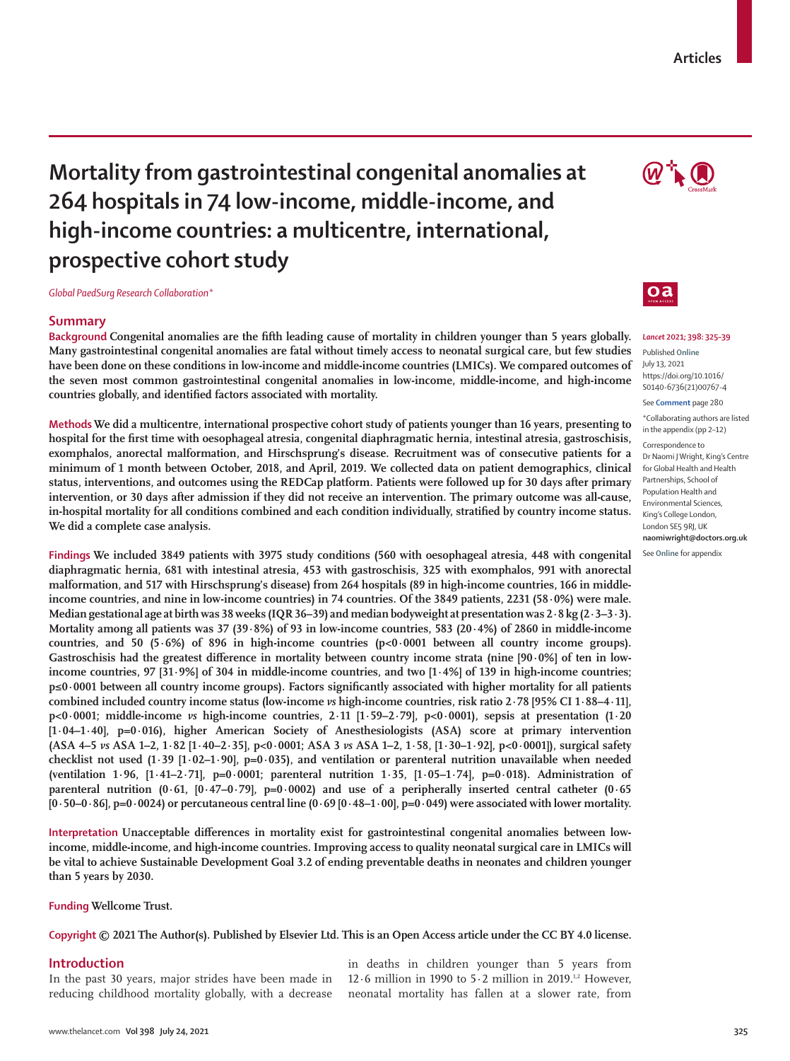# Mortality from gastrointestinal congenital anomalies at 264 hospitals in 74 low-income, middle-income, and high-income countries: a multicentre, international, prospective cohort study

*Global PaedSurg Research Collaboration**

*Lancet* 2021; 398: 325–39

Published Online July 13, 2021 https://doi.org/10.1016/S0140-6736(21)00767-4

See Comment page 280

*Collaborating authors are listed in the appendix (pp 2–12)

Correspondence to Dr Naomi J Wright, King's Centre for Global Health and Health Partnerships, School of Population Health and Environmental Sciences, King's College London, London SE5 9RJ, UK **naomiwright@doctors.org.uk**

See Online for appendix

## Summary

**Background** Congenital anomalies are the fifth leading cause of mortality in children younger than 5 years globally. Many gastrointestinal congenital anomalies are fatal without timely access to neonatal surgical care, but few studies have been done on these conditions in low-income and middle-income countries (LMICs). We compared outcomes of the seven most common gastrointestinal congenital anomalies in low-income, middle-income, and high-income countries globally, and identified factors associated with mortality.

**Methods** We did a multicentre, international prospective cohort study of patients younger than 16 years, presenting to hospital for the first time with oesophageal atresia, congenital diaphragmatic hernia, intestinal atresia, gastroschisis, exomphalos, anorectal malformation, and Hirschsprung's disease. Recruitment was of consecutive patients for a minimum of 1 month between October, 2018, and April, 2019. We collected data on patient demographics, clinical status, interventions, and outcomes using the REDCap platform. Patients were followed up for 30 days after primary intervention, or 30 days after admission if they did not receive an intervention. The primary outcome was all-cause, in-hospital mortality for all conditions combined and each condition individually, stratified by country income status. We did a complete case analysis.

**Findings** We included 3849 patients with 3975 study conditions (560 with oesophageal atresia, 448 with congenital diaphragmatic hernia, 681 with intestinal atresia, 453 with gastroschisis, 325 with exomphalos, 991 with anorectal malformation, and 517 with Hirschsprung's disease) from 264 hospitals (89 in high-income countries, 166 in middle-income countries, and nine in low-income countries) in 74 countries. Of the 3849 patients, 2231 (58·0%) were male. Median gestational age at birth was 38 weeks (IQR 36–39) and median bodyweight at presentation was 2·8 kg (2·3–3·3). Mortality among all patients was 37 (39·8%) of 93 in low-income countries, 583 (20·4%) of 2860 in middle-income countries, and 50 (5·6%) of 896 in high-income countries ($p<0·0001$ between all country income groups). Gastroschisis had the greatest difference in mortality between country income strata (nine [90·0%] of ten in low-income countries, 97 [31·9%] of 304 in middle-income countries, and two [1·4%] of 139 in high-income countries; $p\leq0·0001$ between all country income groups). Factors significantly associated with higher mortality for all patients combined included country income status (low-income *vs* high-income countries, risk ratio 2·78 [95% CI 1·88–4·11], $p<0·0001$; middle-income *vs* high-income countries, 2·11 [1·59–2·79], $p<0·0001$), sepsis at presentation (1·20 [1·04–1·40], $p=0·016$), higher American Society of Anesthesiologists (ASA) score at primary intervention (ASA 4–5 *vs* ASA 1–2, 1·82 [1·40–2·35], $p<0·0001$; ASA 3 *vs* ASA 1–2, 1·58, [1·30–1·92], $p<0·0001$]), surgical safety checklist not used (1·39 [1·02–1·90], $p=0·035$), and ventilation or parenteral nutrition unavailable when needed (ventilation 1·96, [1·41–2·71], $p=0·0001$; parenteral nutrition 1·35, [1·05–1·74], $p=0·018$). Administration of parenteral nutrition (0·61, [0·47–0·79], $p=0·0002$) and use of a peripherally inserted central catheter (0·65 [0·50–0·86], $p=0·0024$) or percutaneous central line (0·69 [0·48–1·00], $p=0·049$) were associated with lower mortality.

**Interpretation** Unacceptable differences in mortality exist for gastrointestinal congenital anomalies between low-income, middle-income, and high-income countries. Improving access to quality neonatal surgical care in LMICs will be vital to achieve Sustainable Development Goal 3.2 of ending preventable deaths in neonates and children younger than 5 years by 2030.

**Funding** Wellcome Trust.

**Copyright** © 2021 The Author(s). Published by Elsevier Ltd. This is an Open Access article under the CC BY 4.0 license.

## Introduction

In the past 30 years, major strides have been made in reducing childhood mortality globally, with a decrease in deaths in children younger than 5 years from 12·6 million in 1990 to 5·2 million in 2019.[1,2] However, neonatal mortality has fallen at a slower rate, from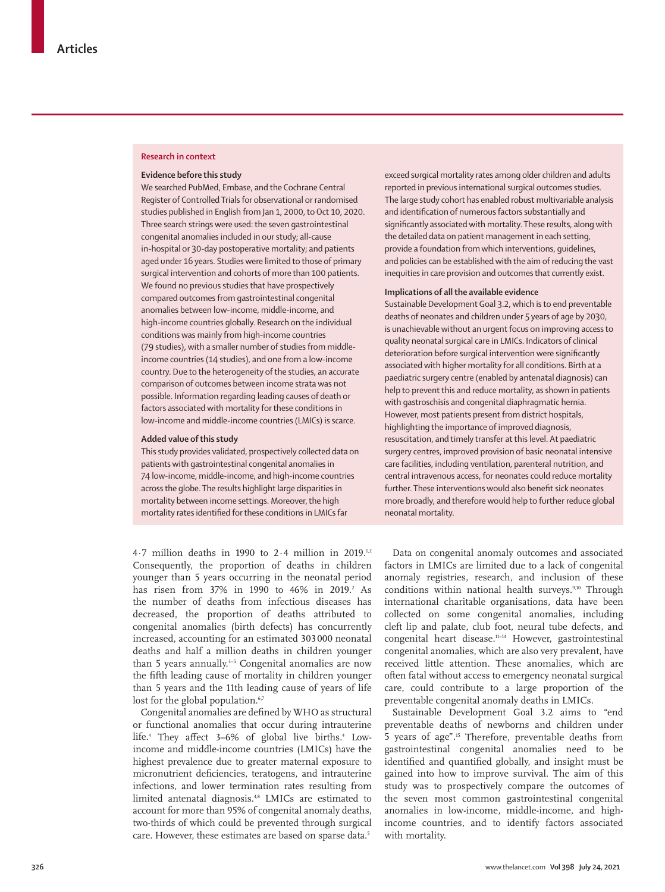## Research in context

### Evidence before this study

We searched PubMed, Embase, and the Cochrane Central Register of Controlled Trials for observational or randomised studies published in English from Jan 1, 2000, to Oct 10, 2020. Three search strings were used: the seven gastrointestinal congenital anomalies included in our study; all-cause in-hospital or 30-day postoperative mortality; and patients aged under 16 years. Studies were limited to those of primary surgical intervention and cohorts of more than 100 patients. We found no previous studies that have prospectively compared outcomes from gastrointestinal congenital anomalies between low-income, middle-income, and high-income countries globally. Research on the individual conditions was mainly from high-income countries (79 studies), with a smaller number of studies from middle-income countries (14 studies), and one from a low-income country. Due to the heterogeneity of the studies, an accurate comparison of outcomes between income strata was not possible. Information regarding leading causes of death or factors associated with mortality for these conditions in low-income and middle-income countries (LMICs) is scarce.

### Added value of this study

This study provides validated, prospectively collected data on patients with gastrointestinal congenital anomalies in 74 low-income, middle-income, and high-income countries across the globe. The results highlight large disparities in mortality between income settings. Moreover, the high mortality rates identified for these conditions in LMICs far exceed surgical mortality rates among older children and adults reported in previous international surgical outcomes studies. The large study cohort has enabled robust multivariable analysis and identification of numerous factors substantially and significantly associated with mortality. These results, along with the detailed data on patient management in each setting, provide a foundation from which interventions, guidelines, and policies can be established with the aim of reducing the vast inequities in care provision and outcomes that currently exist.

### Implications of all the available evidence

Sustainable Development Goal 3.2, which is to end preventable deaths of neonates and children under 5 years of age by 2030, is unachievable without an urgent focus on improving access to quality neonatal surgical care in LMICs. Indicators of clinical deterioration before surgical intervention were significantly associated with higher mortality for all conditions. Birth at a paediatric surgery centre (enabled by antenatal diagnosis) can help to prevent this and reduce mortality, as shown in patients with gastroschisis and congenital diaphragmatic hernia. However, most patients present from district hospitals, highlighting the importance of improved diagnosis, resuscitation, and timely transfer at this level. At paediatric surgery centres, improved provision of basic neonatal intensive care facilities, including ventilation, parenteral nutrition, and central intravenous access, for neonates could reduce mortality further. These interventions would also benefit sick neonates more broadly, and therefore would help to further reduce global neonatal mortality.

4·7 million deaths in 1990 to 2·4 million in 2019.[1,2] Consequently, the proportion of deaths in children younger than 5 years occurring in the neonatal period has risen from 37% in 1990 to 46% in 2019.[2] As the number of deaths from infectious diseases has decreased, the proportion of deaths attributed to congenital anomalies (birth defects) has concurrently increased, accounting for an estimated 303 000 neonatal deaths and half a million deaths in children younger than 5 years annually.[3–5] Congenital anomalies are now the fifth leading cause of mortality in children younger than 5 years and the 11th leading cause of years of life lost for the global population.[6,7]

Congenital anomalies are defined by WHO as structural or functional anomalies that occur during intrauterine life.[4] They affect 3–6% of global live births.[4] Low-income and middle-income countries (LMICs) have the highest prevalence due to greater maternal exposure to micronutrient deficiencies, teratogens, and intrauterine infections, and lower termination rates resulting from limited antenatal diagnosis.[4,8] LMICs are estimated to account for more than 95% of congenital anomaly deaths, two-thirds of which could be prevented through surgical care. However, these estimates are based on sparse data.[5]

Data on congenital anomaly outcomes and associated factors in LMICs are limited due to a lack of congenital anomaly registries, research, and inclusion of these conditions within national health surveys.[9,10] Through international charitable organisations, data have been collected on some congenital anomalies, including cleft lip and palate, club foot, neural tube defects, and congenital heart disease.[11–14] However, gastrointestinal congenital anomalies, which are also very prevalent, have received little attention. These anomalies, which are often fatal without access to emergency neonatal surgical care, could contribute to a large proportion of the preventable congenital anomaly deaths in LMICs.

Sustainable Development Goal 3.2 aims to "end preventable deaths of newborns and children under 5 years of age".[15] Therefore, preventable deaths from gastrointestinal congenital anomalies need to be identified and quantified globally, and insight must be gained into how to improve survival. The aim of this study was to prospectively compare the outcomes of the seven most common gastrointestinal congenital anomalies in low-income, middle-income, and high-income countries, and to identify factors associated with mortality.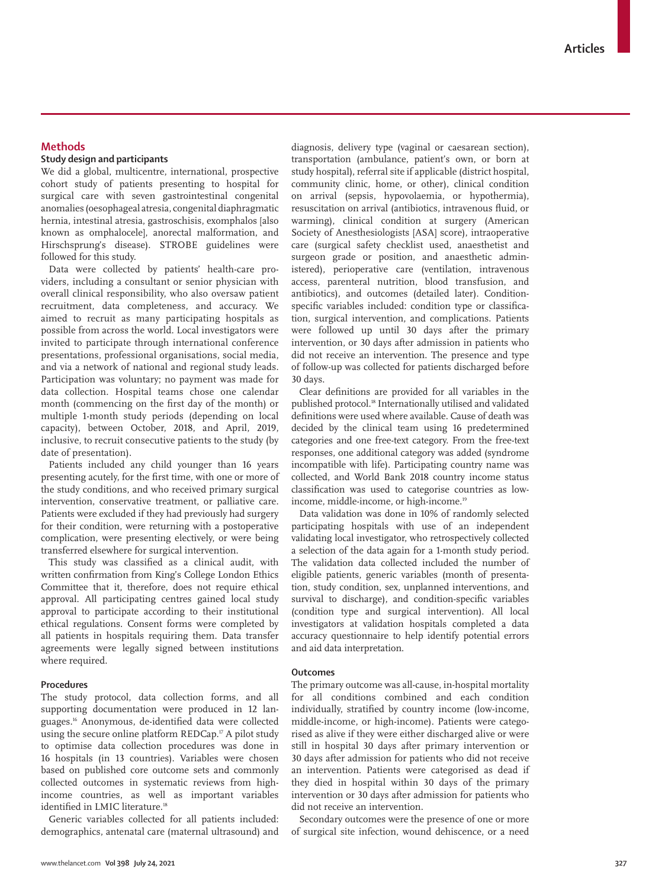## Methods

### Study design and participants

We did a global, multicentre, international, prospective cohort study of patients presenting to hospital for surgical care with seven gastrointestinal congenital anomalies (oesophageal atresia, congenital diaphragmatic hernia, intestinal atresia, gastroschisis, exomphalos [also known as omphalocele], anorectal malformation, and Hirschsprung's disease). STROBE guidelines were followed for this study.

Data were collected by patients' health-care providers, including a consultant or senior physician with overall clinical responsibility, who also oversaw patient recruitment, data completeness, and accuracy. We aimed to recruit as many participating hospitals as possible from across the world. Local investigators were invited to participate through international conference presentations, professional organisations, social media, and via a network of national and regional study leads. Participation was voluntary; no payment was made for data collection. Hospital teams chose one calendar month (commencing on the first day of the month) or multiple 1-month study periods (depending on local capacity), between October, 2018, and April, 2019, inclusive, to recruit consecutive patients to the study (by date of presentation).

Patients included any child younger than 16 years presenting acutely, for the first time, with one or more of the study conditions, and who received primary surgical intervention, conservative treatment, or palliative care. Patients were excluded if they had previously had surgery for their condition, were returning with a postoperative complication, were presenting electively, or were being transferred elsewhere for surgical intervention.

This study was classified as a clinical audit, with written confirmation from King's College London Ethics Committee that it, therefore, does not require ethical approval. All participating centres gained local study approval to participate according to their institutional ethical regulations. Consent forms were completed by all patients in hospitals requiring them. Data transfer agreements were legally signed between institutions where required.

### Procedures

The study protocol, data collection forms, and all supporting documentation were produced in 12 languages.[16] Anonymous, de-identified data were collected using the secure online platform REDCap.[17] A pilot study to optimise data collection procedures was done in 16 hospitals (in 13 countries). Variables were chosen based on published core outcome sets and commonly collected outcomes in systematic reviews from high-income countries, as well as important variables identified in LMIC literature.[18]

Generic variables collected for all patients included: demographics, antenatal care (maternal ultrasound) and diagnosis, delivery type (vaginal or caesarean section), transportation (ambulance, patient's own, or born at study hospital), referral site if applicable (district hospital, community clinic, home, or other), clinical condition on arrival (sepsis, hypovolaemia, or hypothermia), resuscitation on arrival (antibiotics, intravenous fluid, or warming), clinical condition at surgery (American Society of Anesthesiologists [ASA] score), intraoperative care (surgical safety checklist used, anaesthetist and surgeon grade or position, and anaesthetic administered), perioperative care (ventilation, intravenous access, parenteral nutrition, blood transfusion, and antibiotics), and outcomes (detailed later). Condition-specific variables included: condition type or classification, surgical intervention, and complications. Patients were followed up until 30 days after the primary intervention, or 30 days after admission in patients who did not receive an intervention. The presence and type of follow-up was collected for patients discharged before 30 days.

Clear definitions are provided for all variables in the published protocol.[18] Internationally utilised and validated definitions were used where available. Cause of death was decided by the clinical team using 16 predetermined categories and one free-text category. From the free-text responses, one additional category was added (syndrome incompatible with life). Participating country name was collected, and World Bank 2018 country income status classification was used to categorise countries as low-income, middle-income, or high-income.[19]

Data validation was done in 10% of randomly selected participating hospitals with use of an independent validating local investigator, who retrospectively collected a selection of the data again for a 1-month study period. The validation data collected included the number of eligible patients, generic variables (month of presentation, study condition, sex, unplanned interventions, and survival to discharge), and condition-specific variables (condition type and surgical intervention). All local investigators at validation hospitals completed a data accuracy questionnaire to help identify potential errors and aid data interpretation.

### Outcomes

The primary outcome was all-cause, in-hospital mortality for all conditions combined and each condition individually, stratified by country income (low-income, middle-income, or high-income). Patients were categorised as alive if they were either discharged alive or were still in hospital 30 days after primary intervention or 30 days after admission for patients who did not receive an intervention. Patients were categorised as dead if they died in hospital within 30 days of the primary intervention or 30 days after admission for patients who did not receive an intervention.

Secondary outcomes were the presence of one or more of surgical site infection, wound dehiscence, or a need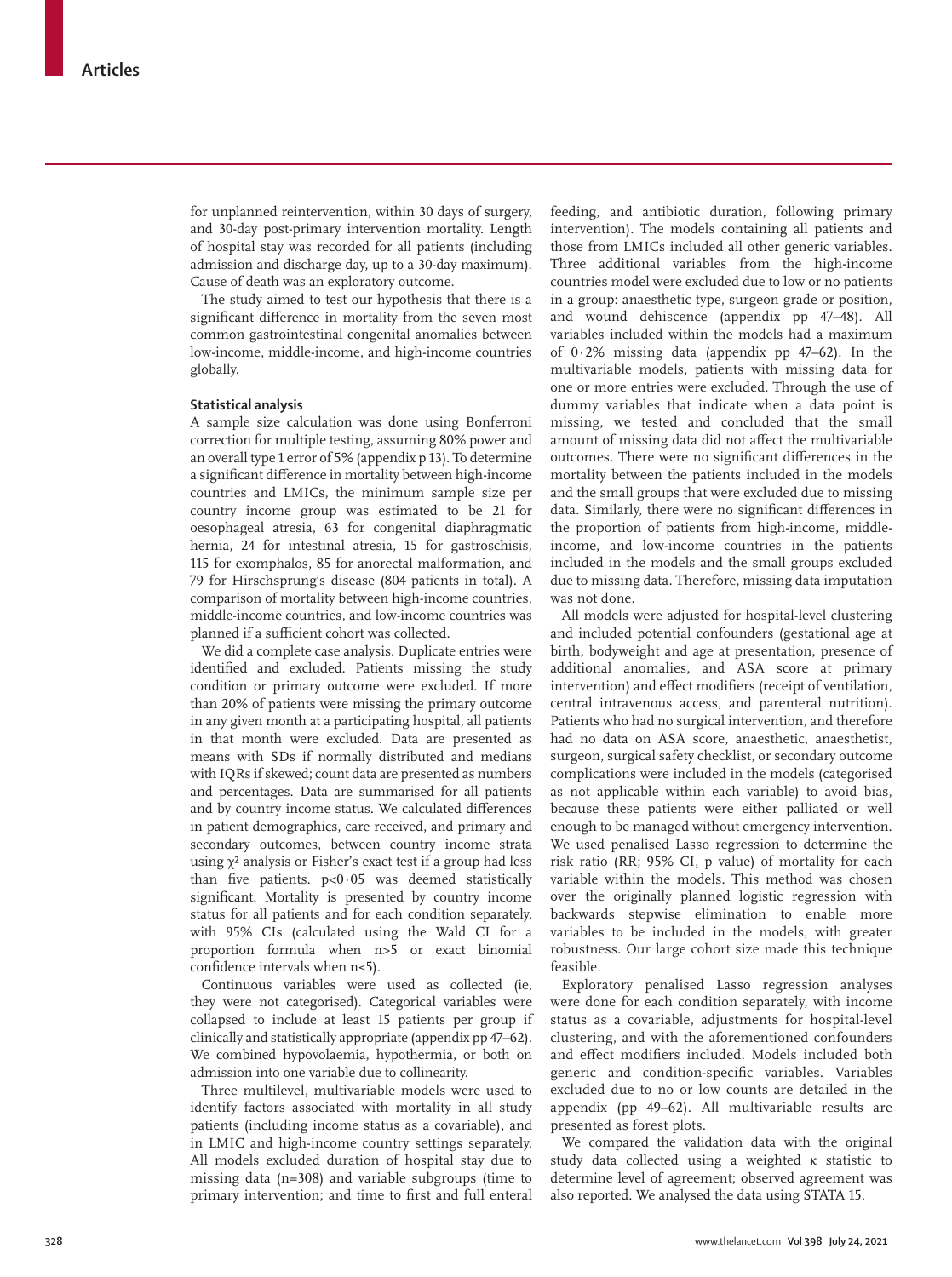for unplanned reintervention, within 30 days of surgery, and 30-day post-primary intervention mortality. Length of hospital stay was recorded for all patients (including admission and discharge day, up to a 30-day maximum). Cause of death was an exploratory outcome.

The study aimed to test our hypothesis that there is a significant difference in mortality from the seven most common gastrointestinal congenital anomalies between low-income, middle-income, and high-income countries globally.

### Statistical analysis

A sample size calculation was done using Bonferroni correction for multiple testing, assuming 80% power and an overall type 1 error of 5% (appendix p 13). To determine a significant difference in mortality between high-income countries and LMICs, the minimum sample size per country income group was estimated to be 21 for oesophageal atresia, 63 for congenital diaphragmatic hernia, 24 for intestinal atresia, 15 for gastroschisis, 115 for exomphalos, 85 for anorectal malformation, and 79 for Hirschsprung's disease (804 patients in total). A comparison of mortality between high-income countries, middle-income countries, and low-income countries was planned if a sufficient cohort was collected.

We did a complete case analysis. Duplicate entries were identified and excluded. Patients missing the study condition or primary outcome were excluded. If more than 20% of patients were missing the primary outcome in any given month at a participating hospital, all patients in that month were excluded. Data are presented as means with SDs if normally distributed and medians with IQRs if skewed; count data are presented as numbers and percentages. Data are summarised for all patients and by country income status. We calculated differences in patient demographics, care received, and primary and secondary outcomes, between country income strata using $\chi^2$ analysis or Fisher's exact test if a group had less than five patients. $p<0{\cdot}05$ was deemed statistically significant. Mortality is presented by country income status for all patients and for each condition separately, with 95% CIs (calculated using the Wald CI for a proportion formula when $n>5$ or exact binomial confidence intervals when $n\leq5$).

Continuous variables were used as collected (ie, they were not categorised). Categorical variables were collapsed to include at least 15 patients per group if clinically and statistically appropriate (appendix pp 47–62). We combined hypovolaemia, hypothermia, or both on admission into one variable due to collinearity.

Three multilevel, multivariable models were used to identify factors associated with mortality in all study patients (including income status as a covariable), and in LMIC and high-income country settings separately. All models excluded duration of hospital stay due to missing data (n=308) and variable subgroups (time to primary intervention; and time to first and full enteral feeding, and antibiotic duration, following primary intervention). The models containing all patients and those from LMICs included all other generic variables. Three additional variables from the high-income countries model were excluded due to low or no patients in a group: anaesthetic type, surgeon grade or position, and wound dehiscence (appendix pp 47–48). All variables included within the models had a maximum of 0·2% missing data (appendix pp 47–62). In the multivariable models, patients with missing data for one or more entries were excluded. Through the use of dummy variables that indicate when a data point is missing, we tested and concluded that the small amount of missing data did not affect the multivariable outcomes. There were no significant differences in the mortality between the patients included in the models and the small groups that were excluded due to missing data. Similarly, there were no significant differences in the proportion of patients from high-income, middle-income, and low-income countries in the patients included in the models and the small groups excluded due to missing data. Therefore, missing data imputation was not done.

All models were adjusted for hospital-level clustering and included potential confounders (gestational age at birth, bodyweight and age at presentation, presence of additional anomalies, and ASA score at primary intervention) and effect modifiers (receipt of ventilation, central intravenous access, and parenteral nutrition). Patients who had no surgical intervention, and therefore had no data on ASA score, anaesthetic, anaesthetist, surgeon, surgical safety checklist, or secondary outcome complications were included in the models (categorised as not applicable within each variable) to avoid bias, because these patients were either palliated or well enough to be managed without emergency intervention. We used penalised Lasso regression to determine the risk ratio (RR; 95% CI, p value) of mortality for each variable within the models. This method was chosen over the originally planned logistic regression with backwards stepwise elimination to enable more variables to be included in the models, with greater robustness. Our large cohort size made this technique feasible.

Exploratory penalised Lasso regression analyses were done for each condition separately, with income status as a covariable, adjustments for hospital-level clustering, and with the aforementioned confounders and effect modifiers included. Models included both generic and condition-specific variables. Variables excluded due to no or low counts are detailed in the appendix (pp 49–62). All multivariable results are presented as forest plots.

We compared the validation data with the original study data collected using a weighted κ statistic to determine level of agreement; observed agreement was also reported. We analysed the data using STATA 15.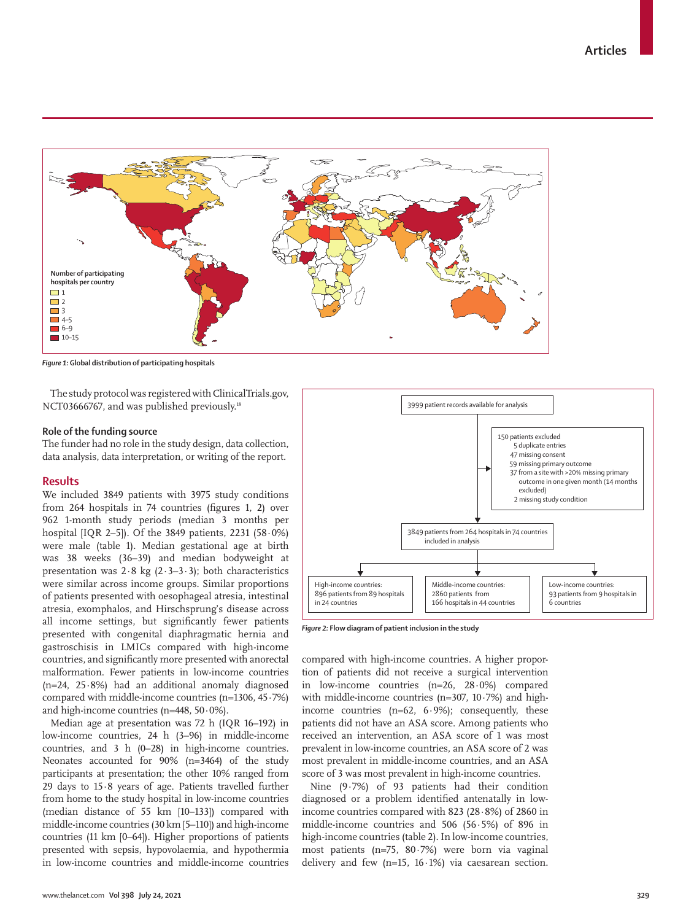Number of participating hospitals per country

- 1
- 2
- 3
- 4–5
- 6–9
- 10–15

*Figure 1:* **Global distribution of participating hospitals**

The study protocol was registered with ClinicalTrials.gov, NCT03666767, and was published previously.[18]

### Role of the funding source

The funder had no role in the study design, data collection, data analysis, data interpretation, or writing of the report.

## Results

We included 3849 patients with 3975 study conditions from 264 hospitals in 74 countries (figures 1, 2) over 962 1-month study periods (median 3 months per hospital [IQR 2–5]). Of the 3849 patients, 2231 (58·0%) were male (table 1). Median gestational age at birth was 38 weeks (36–39) and median bodyweight at presentation was 2·8 kg (2·3–3·3); both characteristics were similar across income groups. Similar proportions of patients presented with oesophageal atresia, intestinal atresia, exomphalos, and Hirschsprung's disease across all income settings, but significantly fewer patients presented with congenital diaphragmatic hernia and gastroschisis in LMICs compared with high-income countries, and significantly more presented with anorectal malformation. Fewer patients in low-income countries (n=24, 25·8%) had an additional anomaly diagnosed compared with middle-income countries (n=1306, 45·7%) and high-income countries (n=448, 50·0%).

Median age at presentation was 72 h (IQR 16–192) in low-income countries, 24 h (3–96) in middle-income countries, and 3 h (0–28) in high-income countries. Neonates accounted for 90% (n=3464) of the study participants at presentation; the other 10% ranged from 29 days to 15·8 years of age. Patients travelled further from home to the study hospital in low-income countries (median distance of 55 km [10–133]) compared with middle-income countries (30 km [5–110]) and high-income countries (11 km [0–64]). Higher proportions of patients presented with sepsis, hypovolaemia, and hypothermia in low-income countries and middle-income countries compared with high-income countries. A higher proportion of patients did not receive a surgical intervention in low-income countries (n=26, 28·0%) compared with middle-income countries (n=307, 10·7%) and high-income countries (n=62, 6·9%); consequently, these patients did not have an ASA score. Among patients who received an intervention, an ASA score of 1 was most prevalent in low-income countries, an ASA score of 2 was most prevalent in middle-income countries, and an ASA score of 3 was most prevalent in high-income countries.

Nine (9·7%) of 93 patients had their condition diagnosed or a problem identified antenatally in low-income countries compared with 823 (28·8%) of 2860 in middle-income countries and 506 (56·5%) of 896 in high-income countries (table 2). In low-income countries, most patients (n=75, 80·7%) were born via vaginal delivery and few (n=15, 16·1%) via caesarean section.

3999 patient records available for analysis

150 patients excluded
- 5 duplicate entries
- 47 missing consent
- 59 missing primary outcome
- 37 from a site with >20% missing primary outcome in one given month (14 months excluded)
- 2 missing study condition

3849 patients from 264 hospitals in 74 countries included in analysis

- High-income countries: 896 patients from 89 hospitals in 24 countries
- Middle-income countries: 2860 patients from 166 hospitals in 44 countries
- Low-income countries: 93 patients from 9 hospitals in 6 countries

*Figure 2:* **Flow diagram of patient inclusion in the study**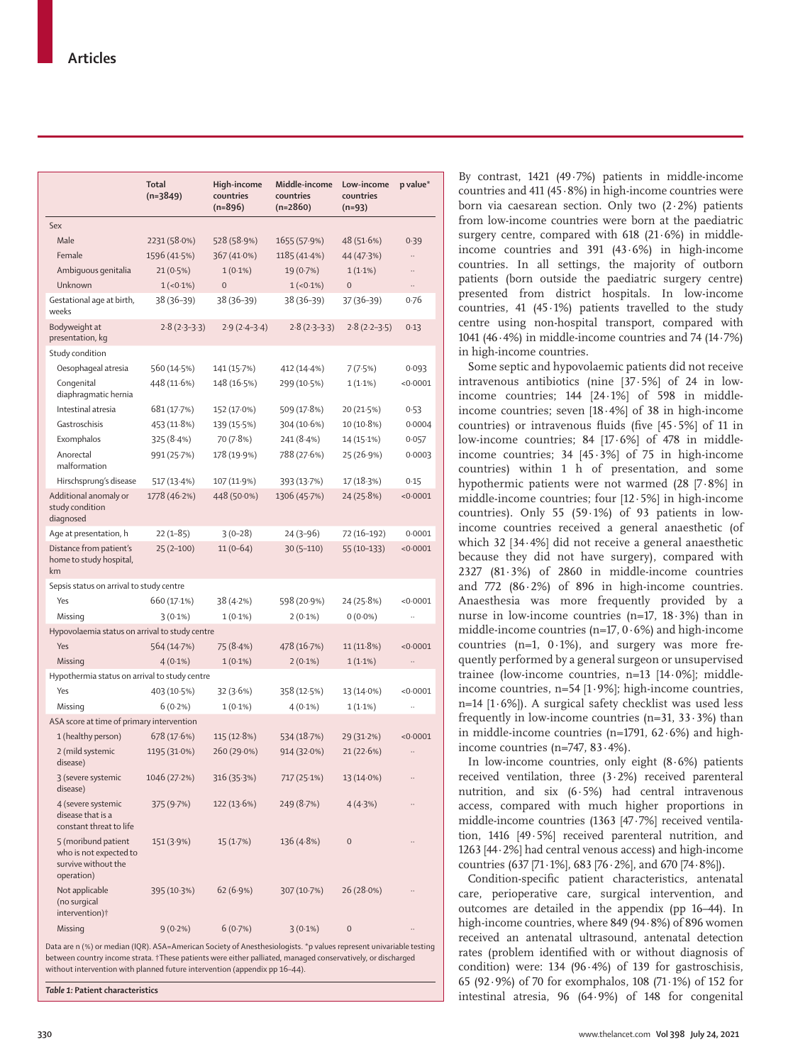| | Total (n=3849) | High-income countries (n=896) | Middle-income countries (n=2860) | Low-income countries (n=93) | p value* |
|---|---|---|---|---|---|
| Sex | | | | | |
| Male | 2231 (58·0%) | 528 (58·9%) | 1655 (57·9%) | 48 (51·6%) | 0·39 |
| Female | 1596 (41·5%) | 367 (41·0%) | 1185 (41·4%) | 44 (47·3%) | .. |
| Ambiguous genitalia | 21 (0·5%) | 1 (0·1%) | 19 (0·7%) | 1 (1·1%) | .. |
| Unknown | 1 (<0·1%) | 0 | 1 (<0·1%) | 0 | .. |
| Gestational age at birth, weeks | 38 (36–39) | 38 (36–39) | 38 (36–39) | 37 (36–39) | 0·76 |
| Bodyweight at presentation, kg | 2·8 (2·3–3·3) | 2·9 (2·4–3·4) | 2·8 (2·3–3·3) | 2·8 (2·2–3·5) | 0·13 |
| Study condition | | | | | |
| Oesophageal atresia | 560 (14·5%) | 141 (15·7%) | 412 (14·4%) | 7 (7·5%) | 0·093 |
| Congenital diaphragmatic hernia | 448 (11·6%) | 148 (16·5%) | 299 (10·5%) | 1 (1·1%) | <0·0001 |
| Intestinal atresia | 681 (17·7%) | 152 (17·0%) | 509 (17·8%) | 20 (21·5%) | 0·53 |
| Gastroschisis | 453 (11·8%) | 139 (15·5%) | 304 (10·6%) | 10 (10·8%) | 0·0004 |
| Exomphalos | 325 (8·4%) | 70 (7·8%) | 241 (8·4%) | 14 (15·1%) | 0·057 |
| Anorectal malformation | 991 (25·7%) | 178 (19·9%) | 788 (27·6%) | 25 (26·9%) | 0·0003 |
| Hirschsprung's disease | 517 (13·4%) | 107 (11·9%) | 393 (13·7%) | 17 (18·3%) | 0·15 |
| Additional anomaly or study condition diagnosed | 1778 (46·2%) | 448 (50·0%) | 1306 (45·7%) | 24 (25·8%) | <0·0001 |
| Age at presentation, h | 22 (1–85) | 3 (0–28) | 24 (3–96) | 72 (16–192) | 0·0001 |
| Distance from patient's home to study hospital, km | 25 (2–100) | 11 (0–64) | 30 (5–110) | 55 (10–133) | <0·0001 |
| Sepsis status on arrival to study centre | | | | | |
| Yes | 660 (17·1%) | 38 (4·2%) | 598 (20·9%) | 24 (25·8%) | <0·0001 |
| Missing | 3 (0·1%) | 1 (0·1%) | 2 (0·1%) | 0 (0·0%) | .. |
| Hypovolaemia status on arrival to study centre | | | | | |
| Yes | 564 (14·7%) | 75 (8·4%) | 478 (16·7%) | 11 (11·8%) | <0·0001 |
| Missing | 4 (0·1%) | 1 (0·1%) | 2 (0·1%) | 1 (1·1%) | .. |
| Hypothermia status on arrival to study centre | | | | | |
| Yes | 403 (10·5%) | 32 (3·6%) | 358 (12·5%) | 13 (14·0%) | <0·0001 |
| Missing | 6 (0·2%) | 1 (0·1%) | 4 (0·1%) | 1 (1·1%) | .. |
| ASA score at time of primary intervention | | | | | |
| 1 (healthy person) | 678 (17·6%) | 115 (12·8%) | 534 (18·7%) | 29 (31·2%) | <0·0001 |
| 2 (mild systemic disease) | 1195 (31·0%) | 260 (29·0%) | 914 (32·0%) | 21 (22·6%) | .. |
| 3 (severe systemic disease) | 1046 (27·2%) | 316 (35·3%) | 717 (25·1%) | 13 (14·0%) | .. |
| 4 (severe systemic disease that is a constant threat to life | 375 (9·7%) | 122 (13·6%) | 249 (8·7%) | 4 (4·3%) | .. |
| 5 (moribund patient who is not expected to survive without the operation) | 151 (3·9%) | 15 (1·7%) | 136 (4·8%) | 0 | .. |
| Not applicable (no surgical intervention)† | 395 (10·3%) | 62 (6·9%) | 307 (10·7%) | 26 (28·0%) | .. |
| Missing | 9 (0·2%) | 6 (0·7%) | 3 (0·1%) | 0 | .. |

Data are n (%) or median (IQR). ASA=American Society of Anesthesiologists. *p values represent univariable testing between country income strata. †These patients were either palliated, managed conservatively, or discharged without intervention with planned future intervention (appendix pp 16–44).

**Table 1:** Patient characteristics

By contrast, 1421 (49·7%) patients in middle-income countries and 411 (45·8%) in high-income countries were born via caesarean section. Only two (2·2%) patients from low-income countries were born at the paediatric surgery centre, compared with 618 (21·6%) in middle-income countries and 391 (43·6%) in high-income countries. In all settings, the majority of outborn patients (born outside the paediatric surgery centre) presented from district hospitals. In low-income countries, 41 (45·1%) patients travelled to the study centre using non-hospital transport, compared with 1041 (46·4%) in middle-income countries and 74 (14·7%) in high-income countries.

Some septic and hypovolaemic patients did not receive intravenous antibiotics (nine [37·5%] of 24 in low-income countries; 144 [24·1%] of 598 in middle-income countries; seven [18·4%] of 38 in high-income countries) or intravenous fluids (five [45·5%] of 11 in low-income countries; 84 [17·6%] of 478 in middle-income countries; 34 [45·3%] of 75 in high-income countries) within 1 h of presentation, and some hypothermic patients were not warmed (28 [7·8%] in middle-income countries; four [12·5%] in high-income countries). Only 55 (59·1%) of 93 patients in low-income countries received a general anaesthetic (of which 32 [34·4%] did not receive a general anaesthetic because they did not have surgery), compared with 2327 (81·3%) of 2860 in middle-income countries and 772 (86·2%) of 896 in high-income countries. Anaesthesia was more frequently provided by a nurse in low-income countries (n=17, 18·3%) than in middle-income countries (n=17, 0·6%) and high-income countries (n=1, 0·1%), and surgery was more frequently performed by a general surgeon or unsupervised trainee (low-income countries, n=13 [14·0%]; middle-income countries, n=54 [1·9%]; high-income countries, n=14 [1·6%]). A surgical safety checklist was used less frequently in low-income countries (n=31, 33·3%) than in middle-income countries (n=1791, 62·6%) and high-income countries (n=747, 83·4%).

In low-income countries, only eight (8·6%) patients received ventilation, three (3·2%) received parenteral nutrition, and six (6·5%) had central intravenous access, compared with much higher proportions in middle-income countries (1363 [47·7%] received ventilation, 1416 [49·5%] received parenteral nutrition, and 1263 [44·2%] had central venous access) and high-income countries (637 [71·1%], 683 [76·2%], and 670 [74·8%]).

Condition-specific patient characteristics, antenatal care, perioperative care, surgical intervention, and outcomes are detailed in the appendix (pp 16–44). In high-income countries, where 849 (94·8%) of 896 women received an antenatal ultrasound, antenatal detection rates (problem identified with or without diagnosis of condition) were: 134 (96·4%) of 139 for gastroschisis, 65 (92·9%) of 70 for exomphalos, 108 (71·1%) of 152 for intestinal atresia, 96 (64·9%) of 148 for congenital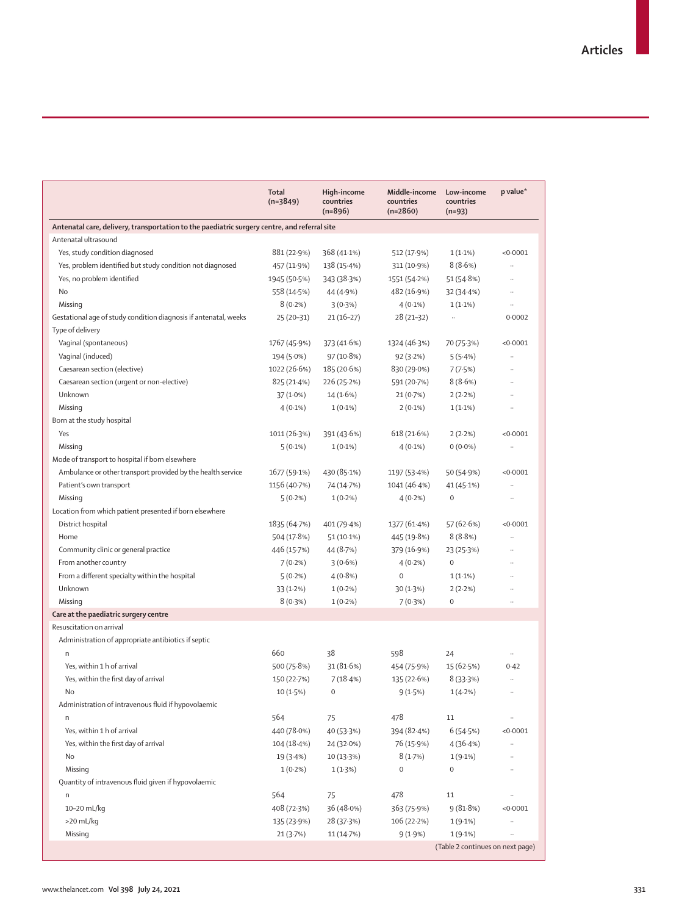| | Total (n=3849) | High-income countries (n=896) | Middle-income countries (n=2860) | Low-income countries (n=93) | p value* |
|---|---|---|---|---|---|
| **Antenatal care, delivery, transportation to the paediatric surgery centre, and referral site** | | | | | |
| Antenatal ultrasound | | | | | |
| Yes, study condition diagnosed | 881 (22·9%) | 368 (41·1%) | 512 (17·9%) | 1 (1·1%) | <0·0001 |
| Yes, problem identified but study condition not diagnosed | 457 (11·9%) | 138 (15·4%) | 311 (10·9%) | 8 (8·6%) | ·· |
| Yes, no problem identified | 1945 (50·5%) | 343 (38·3%) | 1551 (54·2%) | 51 (54·8%) | ·· |
| No | 558 (14·5%) | 44 (4·9%) | 482 (16·9%) | 32 (34·4%) | ·· |
| Missing | 8 (0·2%) | 3 (0·3%) | 4 (0·1%) | 1 (1·1%) | ·· |
| Gestational age of study condition diagnosis if antenatal, weeks | 25 (20–31) | 21 (16–27) | 28 (21–32) | ·· | 0·0002 |
| Type of delivery | | | | | |
| Vaginal (spontaneous) | 1767 (45·9%) | 373 (41·6%) | 1324 (46·3%) | 70 (75·3%) | <0·0001 |
| Vaginal (induced) | 194 (5·0%) | 97 (10·8%) | 92 (3·2%) | 5 (5·4%) | ·· |
| Caesarean section (elective) | 1022 (26·6%) | 185 (20·6%) | 830 (29·0%) | 7 (7·5%) | ·· |
| Caesarean section (urgent or non-elective) | 825 (21·4%) | 226 (25·2%) | 591 (20·7%) | 8 (8·6%) | ·· |
| Unknown | 37 (1·0%) | 14 (1·6%) | 21 (0·7%) | 2 (2·2%) | ·· |
| Missing | 4 (0·1%) | 1 (0·1%) | 2 (0·1%) | 1 (1·1%) | ·· |
| Born at the study hospital | | | | | |
| Yes | 1011 (26·3%) | 391 (43·6%) | 618 (21·6%) | 2 (2·2%) | <0·0001 |
| Missing | 5 (0·1%) | 1 (0·1%) | 4 (0·1%) | 0 (0·0%) | ·· |
| Mode of transport to hospital if born elsewhere | | | | | |
| Ambulance or other transport provided by the health service | 1677 (59·1%) | 430 (85·1%) | 1197 (53·4%) | 50 (54·9%) | <0·0001 |
| Patient's own transport | 1156 (40·7%) | 74 (14·7%) | 1041 (46·4%) | 41 (45·1%) | ·· |
| Missing | 5 (0·2%) | 1 (0·2%) | 4 (0·2%) | 0 | ·· |
| Location from which patient presented if born elsewhere | | | | | |
| District hospital | 1835 (64·7%) | 401 (79·4%) | 1377 (61·4%) | 57 (62·6%) | <0·0001 |
| Home | 504 (17·8%) | 51 (10·1%) | 445 (19·8%) | 8 (8·8%) | ·· |
| Community clinic or general practice | 446 (15·7%) | 44 (8·7%) | 379 (16·9%) | 23 (25·3%) | ·· |
| From another country | 7 (0·2%) | 3 (0·6%) | 4 (0·2%) | 0 | ·· |
| From a different specialty within the hospital | 5 (0·2%) | 4 (0·8%) | 0 | 1 (1·1%) | ·· |
| Unknown | 33 (1·2%) | 1 (0·2%) | 30 (1·3%) | 2 (2·2%) | ·· |
| Missing | 8 (0·3%) | 1 (0·2%) | 7 (0·3%) | 0 | ·· |
| **Care at the paediatric surgery centre** | | | | | |
| Resuscitation on arrival | | | | | |
| Administration of appropriate antibiotics if septic | | | | | |
| n | 660 | 38 | 598 | 24 | ·· |
| Yes, within 1 h of arrival | 500 (75·8%) | 31 (81·6%) | 454 (75·9%) | 15 (62·5%) | 0·42 |
| Yes, within the first day of arrival | 150 (22·7%) | 7 (18·4%) | 135 (22·6%) | 8 (33·3%) | ·· |
| No | 10 (1·5%) | 0 | 9 (1·5%) | 1 (4·2%) | ·· |
| Administration of intravenous fluid if hypovolaemic | | | | | |
| n | 564 | 75 | 478 | 11 | ·· |
| Yes, within 1 h of arrival | 440 (78·0%) | 40 (53·3%) | 394 (82·4%) | 6 (54·5%) | <0·0001 |
| Yes, within the first day of arrival | 104 (18·4%) | 24 (32·0%) | 76 (15·9%) | 4 (36·4%) | ·· |
| No | 19 (3·4%) | 10 (13·3%) | 8 (1·7%) | 1 (9·1%) | ·· |
| Missing | 1 (0·2%) | 1 (1·3%) | 0 | 0 | ·· |
| Quantity of intravenous fluid given if hypovolaemic | | | | | |
| n | 564 | 75 | 478 | 11 | ·· |
| 10–20 mL/kg | 408 (72·3%) | 36 (48·0%) | 363 (75·9%) | 9 (81·8%) | <0·0001 |
| >20 mL/kg | 135 (23·9%) | 28 (37·3%) | 106 (22·2%) | 1 (9·1%) | ·· |
| Missing | 21 (3·7%) | 11 (14·7%) | 9 (1·9%) | 1 (9·1%) | ·· |

(Table 2 continues on next page)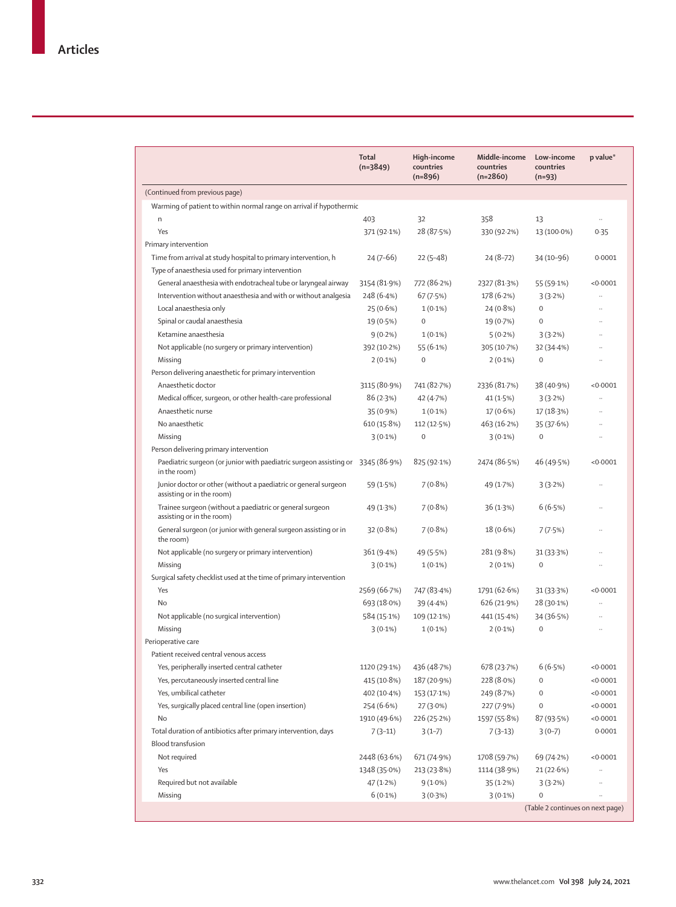| | Total (n=3849) | High-income countries (n=896) | Middle-income countries (n=2860) | Low-income countries (n=93) | p value* |
|---|---|---|---|---|---|
| (Continued from previous page) | | | | | |
| Warming of patient to within normal range on arrival if hypothermic | | | | | |
| n | 403 | 32 | 358 | 13 | .. |
| Yes | 371 (92·1%) | 28 (87·5%) | 330 (92·2%) | 13 (100·0%) | 0·35 |
| Primary intervention | | | | | |
| Time from arrival at study hospital to primary intervention, h | 24 (7–66) | 22 (5–48) | 24 (8–72) | 34 (10–96) | 0·0001 |
| Type of anaesthesia used for primary intervention | | | | | |
| General anaesthesia with endotracheal tube or laryngeal airway | 3154 (81·9%) | 772 (86·2%) | 2327 (81·3%) | 55 (59·1%) | <0·0001 |
| Intervention without anaesthesia and with or without analgesia | 248 (6·4%) | 67 (7·5%) | 178 (6·2%) | 3 (3·2%) | .. |
| Local anaesthesia only | 25 (0·6%) | 1 (0·1%) | 24 (0·8%) | 0 | .. |
| Spinal or caudal anaesthesia | 19 (0·5%) | 0 | 19 (0·7%) | 0 | .. |
| Ketamine anaesthesia | 9 (0·2%) | 1 (0·1%) | 5 (0·2%) | 3 (3·2%) | .. |
| Not applicable (no surgery or primary intervention) | 392 (10·2%) | 55 (6·1%) | 305 (10·7%) | 32 (34·4%) | .. |
| Missing | 2 (0·1%) | 0 | 2 (0·1%) | 0 | .. |
| Person delivering anaesthetic for primary intervention | | | | | |
| Anaesthetic doctor | 3115 (80·9%) | 741 (82·7%) | 2336 (81·7%) | 38 (40·9%) | <0·0001 |
| Medical officer, surgeon, or other health-care professional | 86 (2·3%) | 42 (4·7%) | 41 (1·5%) | 3 (3·2%) | .. |
| Anaesthetic nurse | 35 (0·9%) | 1 (0·1%) | 17 (0·6%) | 17 (18·3%) | .. |
| No anaesthetic | 610 (15·8%) | 112 (12·5%) | 463 (16·2%) | 35 (37·6%) | .. |
| Missing | 3 (0·1%) | 0 | 3 (0·1%) | 0 | .. |
| Person delivering primary intervention | | | | | |
| Paediatric surgeon (or junior with paediatric surgeon assisting or in the room) | 3345 (86·9%) | 825 (92·1%) | 2474 (86·5%) | 46 (49·5%) | <0·0001 |
| Junior doctor or other (without a paediatric or general surgeon assisting or in the room) | 59 (1·5%) | 7 (0·8%) | 49 (1·7%) | 3 (3·2%) | .. |
| Trainee surgeon (without a paediatric or general surgeon assisting or in the room) | 49 (1·3%) | 7 (0·8%) | 36 (1·3%) | 6 (6·5%) | .. |
| General surgeon (or junior with general surgeon assisting or in the room) | 32 (0·8%) | 7 (0·8%) | 18 (0·6%) | 7 (7·5%) | .. |
| Not applicable (no surgery or primary intervention) | 361 (9·4%) | 49 (5·5%) | 281 (9·8%) | 31 (33·3%) | .. |
| Missing | 3 (0·1%) | 1 (0·1%) | 2 (0·1%) | 0 | .. |
| Surgical safety checklist used at the time of primary intervention | | | | | |
| Yes | 2569 (66·7%) | 747 (83·4%) | 1791 (62·6%) | 31 (33·3%) | <0·0001 |
| No | 693 (18·0%) | 39 (4·4%) | 626 (21·9%) | 28 (30·1%) | .. |
| Not applicable (no surgical intervention) | 584 (15·1%) | 109 (12·1%) | 441 (15·4%) | 34 (36·5%) | .. |
| Missing | 3 (0·1%) | 1 (0·1%) | 2 (0·1%) | 0 | .. |
| Perioperative care | | | | | |
| Patient received central venous access | | | | | |
| Yes, peripherally inserted central catheter | 1120 (29·1%) | 436 (48·7%) | 678 (23·7%) | 6 (6·5%) | <0·0001 |
| Yes, percutaneously inserted central line | 415 (10·8%) | 187 (20·9%) | 228 (8·0%) | 0 | <0·0001 |
| Yes, umbilical catheter | 402 (10·4%) | 153 (17·1%) | 249 (8·7%) | 0 | <0·0001 |
| Yes, surgically placed central line (open insertion) | 254 (6·6%) | 27 (3·0%) | 227 (7·9%) | 0 | <0·0001 |
| No | 1910 (49·6%) | 226 (25·2%) | 1597 (55·8%) | 87 (93·5%) | <0·0001 |
| Total duration of antibiotics after primary intervention, days | 7 (3–11) | 3 (1–7) | 7 (3–13) | 3 (0–7) | 0·0001 |
| Blood transfusion | | | | | |
| Not required | 2448 (63·6%) | 671 (74·9%) | 1708 (59·7%) | 69 (74·2%) | <0·0001 |
| Yes | 1348 (35·0%) | 213 (23·8%) | 1114 (38·9%) | 21 (22·6%) | .. |
| Required but not available | 47 (1·2%) | 9 (1·0%) | 35 (1·2%) | 3 (3·2%) | .. |
| Missing | 6 (0·1%) | 3 (0·3%) | 3 (0·1%) | 0 | .. |

(Table 2 continues on next page)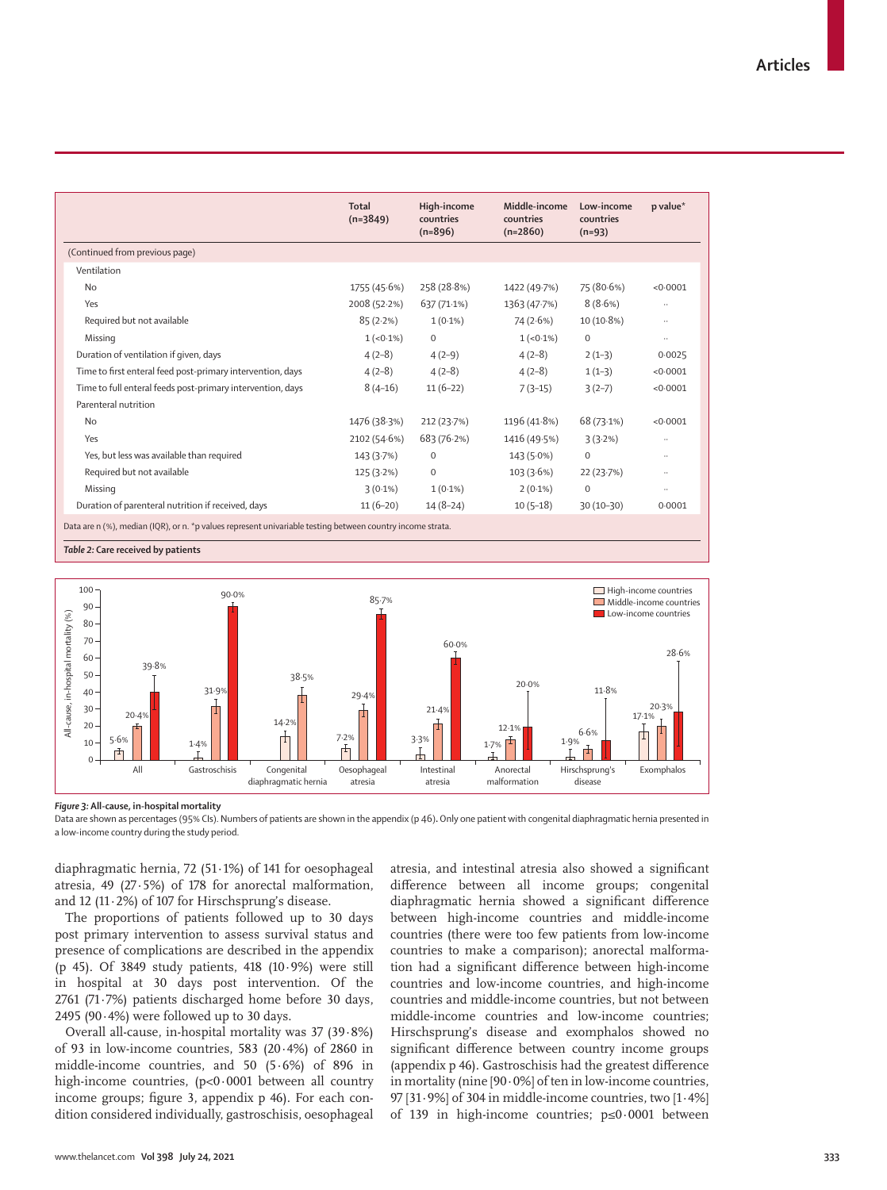| | Total (n=3849) | High-income countries (n=896) | Middle-income countries (n=2860) | Low-income countries (n=93) | p value* |
|---|---|---|---|---|---|
| (Continued from previous page) | | | | | |
| Ventilation | | | | | |
| No | 1755 (45·6%) | 258 (28·8%) | 1422 (49·7%) | 75 (80·6%) | <0·0001 |
| Yes | 2008 (52·2%) | 637 (71·1%) | 1363 (47·7%) | 8 (8·6%) | .. |
| Required but not available | 85 (2·2%) | 1 (0·1%) | 74 (2·6%) | 10 (10·8%) | .. |
| Missing | 1 (<0·1%) | 0 | 1 (<0·1%) | 0 | .. |
| Duration of ventilation if given, days | 4 (2–8) | 4 (2–9) | 4 (2–8) | 2 (1–3) | 0·0025 |
| Time to first enteral feed post-primary intervention, days | 4 (2–8) | 4 (2–8) | 4 (2–8) | 1 (1–3) | <0·0001 |
| Time to full enteral feeds post-primary intervention, days | 8 (4–16) | 11 (6–22) | 7 (3–15) | 3 (2–7) | <0·0001 |
| Parenteral nutrition | | | | | |
| No | 1476 (38·3%) | 212 (23·7%) | 1196 (41·8%) | 68 (73·1%) | <0·0001 |
| Yes | 2102 (54·6%) | 683 (76·2%) | 1416 (49·5%) | 3 (3·2%) | .. |
| Yes, but less was available than required | 143 (3·7%) | 0 | 143 (5·0%) | 0 | .. |
| Required but not available | 125 (3·2%) | 0 | 103 (3·6%) | 22 (23·7%) | .. |
| Missing | 3 (0·1%) | 1 (0·1%) | 2 (0·1%) | 0 | .. |
| Duration of parenteral nutrition if received, days | 11 (6–20) | 14 (8–24) | 10 (5–18) | 30 (10–30) | 0·0001 |

Data are n (%), median (IQR), or n. *p values represent univariable testing between country income strata.

***Table 2:*** **Care received by patients**

***Figure 3:*** **All-cause, in-hospital mortality**

Data are shown as percentages (95% CIs). Numbers of patients are shown in the appendix (p 46). Only one patient with congenital diaphragmatic hernia presented in a low-income country during the study period.

diaphragmatic hernia, 72 (51·1%) of 141 for oesophageal atresia, 49 (27·5%) of 178 for anorectal malformation, and 12 (11·2%) of 107 for Hirschsprung's disease.

The proportions of patients followed up to 30 days post primary intervention to assess survival status and presence of complications are described in the appendix (p 45). Of 3849 study patients, 418 (10·9%) were still in hospital at 30 days post intervention. Of the 2761 (71·7%) patients discharged home before 30 days, 2495 (90·4%) were followed up to 30 days.

Overall all-cause, in-hospital mortality was 37 (39·8%) of 93 in low-income countries, 583 (20·4%) of 2860 in middle-income countries, and 50 (5·6%) of 896 in high-income countries, (p<0·0001 between all country income groups; figure 3, appendix p 46). For each condition considered individually, gastroschisis, oesophageal atresia, and intestinal atresia also showed a significant difference between all income groups; congenital diaphragmatic hernia showed a significant difference between high-income countries and middle-income countries (there were too few patients from low-income countries to make a comparison); anorectal malformation had a significant difference between high-income countries and low-income countries, and high-income countries and middle-income countries, but not between middle-income countries and low-income countries; Hirschsprung's disease and exomphalos showed no significant difference between country income groups (appendix p 46). Gastroschisis had the greatest difference in mortality (nine [90·0%] of ten in low-income countries, 97 [31·9%] of 304 in middle-income countries, two [1·4%] of 139 in high-income countries; p≤0·0001 between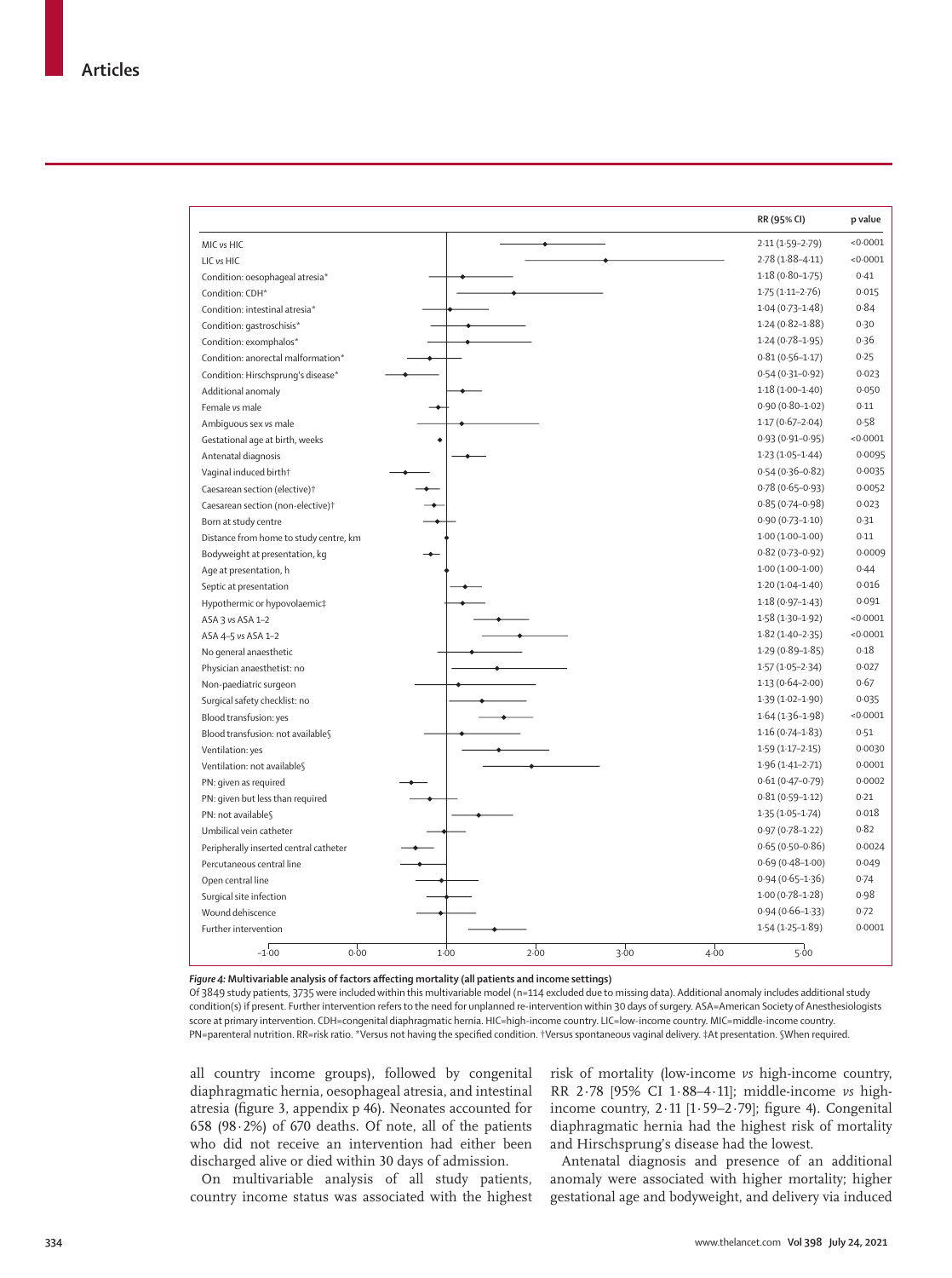| | RR (95% CI) | p value |
|---|---|---|
| MIC vs HIC | 2·11 (1·59–2·79) | <0·0001 |
| LIC vs HIC | 2·78 (1·88–4·11) | <0·0001 |
| Condition: oesophageal atresia* | 1·18 (0·80–1·75) | 0·41 |
| Condition: CDH* | 1·75 (1·11–2·76) | 0·015 |
| Condition: intestinal atresia* | 1·04 (0·73–1·48) | 0·84 |
| Condition: gastroschisis* | 1·24 (0·82–1·88) | 0·30 |
| Condition: exomphalos* | 1·24 (0·78–1·95) | 0·36 |
| Condition: anorectal malformation* | 0·81 (0·56–1·17) | 0·25 |
| Condition: Hirschsprung's disease* | 0·54 (0·31–0·92) | 0·023 |
| Additional anomaly | 1·18 (1·00–1·40) | 0·050 |
| Female vs male | 0·90 (0·80–1·02) | 0·11 |
| Ambiguous sex vs male | 1·17 (0·67–2·04) | 0·58 |
| Gestational age at birth, weeks | 0·93 (0·91–0·95) | <0·0001 |
| Antenatal diagnosis | 1·23 (1·05–1·44) | 0·0095 |
| Vaginal induced birth† | 0·54 (0·36–0·82) | 0·0035 |
| Caesarean section (elective)† | 0·78 (0·65–0·93) | 0·0052 |
| Caesarean section (non-elective)† | 0·85 (0·74–0·98) | 0·023 |
| Born at study centre | 0·90 (0·73–1·10) | 0·31 |
| Distance from home to study centre, km | 1·00 (1·00–1·00) | 0·11 |
| Bodyweight at presentation, kg | 0·82 (0·73–0·92) | 0·0009 |
| Age at presentation, h | 1·00 (1·00–1·00) | 0·44 |
| Septic at presentation | 1·20 (1·04–1·40) | 0·016 |
| Hypothermic or hypovolaemic‡ | 1·18 (0·97–1·43) | 0·091 |
| ASA 3 vs ASA 1–2 | 1·58 (1·30–1·92) | <0·0001 |
| ASA 4–5 vs ASA 1–2 | 1·82 (1·40–2·35) | <0·0001 |
| No general anaesthetic | 1·29 (0·89–1·85) | 0·18 |
| Physician anaesthetist: no | 1·57 (1·05–2·34) | 0·027 |
| Non-paediatric surgeon | 1·13 (0·64–2·00) | 0·67 |
| Surgical safety checklist: no | 1·39 (1·02–1·90) | 0·035 |
| Blood transfusion: yes | 1·64 (1·36–1·98) | <0·0001 |
| Blood transfusion: not available§ | 1·16 (0·74–1·83) | 0·51 |
| Ventilation: yes | 1·59 (1·17–2·15) | 0·0030 |
| Ventilation: not available§ | 1·96 (1·41–2·71) | 0·0001 |
| PN: given as required | 0·61 (0·47–0·79) | 0·0002 |
| PN: given but less than required | 0·81 (0·59–1·12) | 0·21 |
| PN: not available§ | 1·35 (1·05–1·74) | 0·018 |
| Umbilical vein catheter | 0·97 (0·78–1·22) | 0·82 |
| Peripherally inserted central catheter | 0·65 (0·50–0·86) | 0·0024 |
| Percutaneous central line | 0·69 (0·48–1·00) | 0·049 |
| Open central line | 0·94 (0·65–1·36) | 0·74 |
| Surgical site infection | 1·00 (0·78–1·28) | 0·98 |
| Wound dehiscence | 0·94 (0·66–1·33) | 0·72 |
| Further intervention | 1·54 (1·25–1·89) | 0·0001 |

***Figure 4:*** **Multivariable analysis of factors affecting mortality (all patients and income settings)**
Of 3849 study patients, 3735 were included within this multivariable model (n=114 excluded due to missing data). Additional anomaly includes additional study condition(s) if present. Further intervention refers to the need for unplanned re-intervention within 30 days of surgery. ASA=American Society of Anesthesiologists score at primary intervention. CDH=congenital diaphragmatic hernia. HIC=high-income country. LIC=low-income country. MIC=middle-income country. PN=parenteral nutrition. RR=risk ratio. *Versus not having the specified condition. †Versus spontaneous vaginal delivery. ‡At presentation. §When required.

all country income groups), followed by congenital diaphragmatic hernia, oesophageal atresia, and intestinal atresia (figure 3, appendix p 46). Neonates accounted for 658 (98·2%) of 670 deaths. Of note, all of the patients who did not receive an intervention had either been discharged alive or died within 30 days of admission.

On multivariable analysis of all study patients, country income status was associated with the highest risk of mortality (low-income *vs* high-income country, RR 2·78 [95% CI 1·88–4·11]; middle-income *vs* high-income country, 2·11 [1·59–2·79]; figure 4). Congenital diaphragmatic hernia had the highest risk of mortality and Hirschsprung's disease had the lowest.

Antenatal diagnosis and presence of an additional anomaly were associated with higher mortality; higher gestational age and bodyweight, and delivery via induced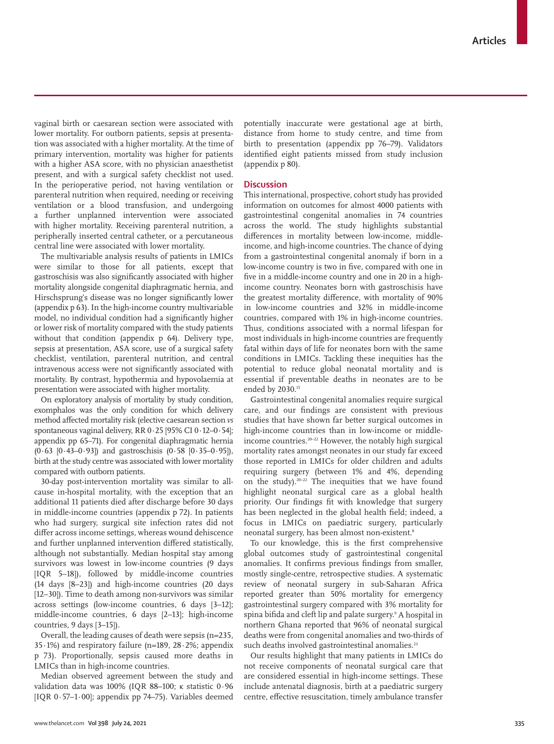vaginal birth or caesarean section were associated with lower mortality. For outborn patients, sepsis at presentation was associated with a higher mortality. At the time of primary intervention, mortality was higher for patients with a higher ASA score, with no physician anaesthetist present, and with a surgical safety checklist not used. In the perioperative period, not having ventilation or parenteral nutrition when required, needing or receiving ventilation or a blood transfusion, and undergoing a further unplanned intervention were associated with higher mortality. Receiving parenteral nutrition, a peripherally inserted central catheter, or a percutaneous central line were associated with lower mortality.

The multivariable analysis results of patients in LMICs were similar to those for all patients, except that gastroschisis was also significantly associated with higher mortality alongside congenital diaphragmatic hernia, and Hirschsprung's disease was no longer significantly lower (appendix p 63). In the high-income country multivariable model, no individual condition had a significantly higher or lower risk of mortality compared with the study patients without that condition (appendix p 64). Delivery type, sepsis at presentation, ASA score, use of a surgical safety checklist, ventilation, parenteral nutrition, and central intravenous access were not significantly associated with mortality. By contrast, hypothermia and hypovolaemia at presentation were associated with higher mortality.

On exploratory analysis of mortality by study condition, exomphalos was the only condition for which delivery method affected mortality risk (elective caesarean section *vs* spontaneous vaginal delivery, RR 0·25 [95% CI 0·12–0·54]; appendix pp 65–71). For congenital diaphragmatic hernia (0·63 [0·43–0·93]) and gastroschisis (0·58 [0·35–0·95]), birth at the study centre was associated with lower mortality compared with outborn patients.

30-day post-intervention mortality was similar to all-cause in-hospital mortality, with the exception that an additional 11 patients died after discharge before 30 days in middle-income countries (appendix p 72). In patients who had surgery, surgical site infection rates did not differ across income settings, whereas wound dehiscence and further unplanned intervention differed statistically, although not substantially. Median hospital stay among survivors was lowest in low-income countries (9 days [IQR 5–18]), followed by middle-income countries (14 days [8–23]) and high-income countries (20 days [12–30]). Time to death among non-survivors was similar across settings (low-income countries, 6 days [3–12]; middle-income countries, 6 days [2–13]; high-income countries, 9 days [3–15]).

Overall, the leading causes of death were sepsis (n=235, 35·1%) and respiratory failure (n=189, 28·2%; appendix p 73). Proportionally, sepsis caused more deaths in LMICs than in high-income countries.

Median observed agreement between the study and validation data was 100% (IQR 88–100; κ statistic 0·96 [IQR 0·57–1·00]; appendix pp 74–75). Variables deemed potentially inaccurate were gestational age at birth, distance from home to study centre, and time from birth to presentation (appendix pp 76–79). Validators identified eight patients missed from study inclusion (appendix p 80).

## Discussion

This international, prospective, cohort study has provided information on outcomes for almost 4000 patients with gastrointestinal congenital anomalies in 74 countries across the world. The study highlights substantial differences in mortality between low-income, middle-income, and high-income countries. The chance of dying from a gastrointestinal congenital anomaly if born in a low-income country is two in five, compared with one in five in a middle-income country and one in 20 in a high-income country. Neonates born with gastroschisis have the greatest mortality difference, with mortality of 90% in low-income countries and 32% in middle-income countries, compared with 1% in high-income countries. Thus, conditions associated with a normal lifespan for most individuals in high-income countries are frequently fatal within days of life for neonates born with the same conditions in LMICs. Tackling these inequities has the potential to reduce global neonatal mortality and is essential if preventable deaths in neonates are to be ended by 2030.[15]

Gastrointestinal congenital anomalies require surgical care, and our findings are consistent with previous studies that have shown far better surgical outcomes in high-income countries than in low-income or middle-income countries.[20–22] However, the notably high surgical mortality rates amongst neonates in our study far exceed those reported in LMICs for older children and adults requiring surgery (between 1% and 4%, depending on the study).[20–22] The inequities that we have found highlight neonatal surgical care as a global health priority. Our findings fit with knowledge that surgery has been neglected in the global health field; indeed, a focus in LMICs on paediatric surgery, particularly neonatal surgery, has been almost non-existent.[8]

To our knowledge, this is the first comprehensive global outcomes study of gastrointestinal congenital anomalies. It confirms previous findings from smaller, mostly single-centre, retrospective studies. A systematic review of neonatal surgery in sub-Saharan Africa reported greater than 50% mortality for emergency gastrointestinal surgery compared with 3% mortality for spina bifida and cleft lip and palate surgery.[9] A hospital in northern Ghana reported that 96% of neonatal surgical deaths were from congenital anomalies and two-thirds of such deaths involved gastrointestinal anomalies.[23]

Our results highlight that many patients in LMICs do not receive components of neonatal surgical care that are considered essential in high-income settings. These include antenatal diagnosis, birth at a paediatric surgery centre, effective resuscitation, timely ambulance transfer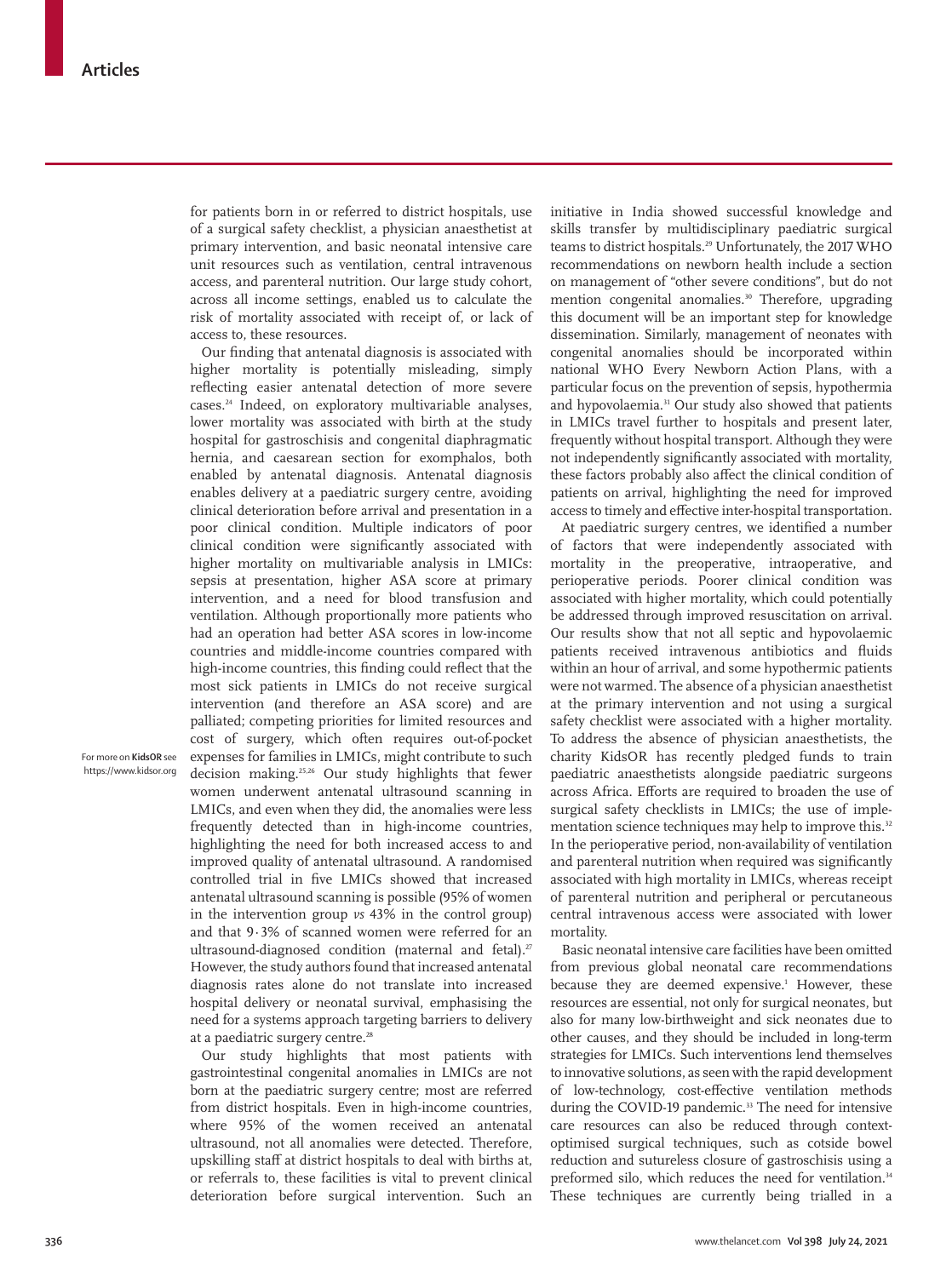for patients born in or referred to district hospitals, use of a surgical safety checklist, a physician anaesthetist at primary intervention, and basic neonatal intensive care unit resources such as ventilation, central intravenous access, and parenteral nutrition. Our large study cohort, across all income settings, enabled us to calculate the risk of mortality associated with receipt of, or lack of access to, these resources.

Our finding that antenatal diagnosis is associated with higher mortality is potentially misleading, simply reflecting easier antenatal detection of more severe cases.[24] Indeed, on exploratory multivariable analyses, lower mortality was associated with birth at the study hospital for gastroschisis and congenital diaphragmatic hernia, and caesarean section for exomphalos, both enabled by antenatal diagnosis. Antenatal diagnosis enables delivery at a paediatric surgery centre, avoiding clinical deterioration before arrival and presentation in a poor clinical condition. Multiple indicators of poor clinical condition were significantly associated with higher mortality on multivariable analysis in LMICs: sepsis at presentation, higher ASA score at primary intervention, and a need for blood transfusion and ventilation. Although proportionally more patients who had an operation had better ASA scores in low-income countries and middle-income countries compared with high-income countries, this finding could reflect that the most sick patients in LMICs do not receive surgical intervention (and therefore an ASA score) and are palliated; competing priorities for limited resources and cost of surgery, which often requires out-of-pocket expenses for families in LMICs, might contribute to such decision making.[25,26] Our study highlights that fewer women underwent antenatal ultrasound scanning in LMICs, and even when they did, the anomalies were less frequently detected than in high-income countries, highlighting the need for both increased access to and improved quality of antenatal ultrasound. A randomised controlled trial in five LMICs showed that increased antenatal ultrasound scanning is possible (95% of women in the intervention group *vs* 43% in the control group) and that 9·3% of scanned women were referred for an ultrasound-diagnosed condition (maternal and fetal).[27] However, the study authors found that increased antenatal diagnosis rates alone do not translate into increased hospital delivery or neonatal survival, emphasising the need for a systems approach targeting barriers to delivery at a paediatric surgery centre.[28]

For more on **KidsOR** see https://www.kidsor.org

Our study highlights that most patients with gastrointestinal congenital anomalies in LMICs are not born at the paediatric surgery centre; most are referred from district hospitals. Even in high-income countries, where 95% of the women received an antenatal ultrasound, not all anomalies were detected. Therefore, upskilling staff at district hospitals to deal with births at, or referrals to, these facilities is vital to prevent clinical deterioration before surgical intervention. Such an initiative in India showed successful knowledge and skills transfer by multidisciplinary paediatric surgical teams to district hospitals.[29] Unfortunately, the 2017 WHO recommendations on newborn health include a section on management of "other severe conditions", but do not mention congenital anomalies.[30] Therefore, upgrading this document will be an important step for knowledge dissemination. Similarly, management of neonates with congenital anomalies should be incorporated within national WHO Every Newborn Action Plans, with a particular focus on the prevention of sepsis, hypothermia and hypovolaemia.[31] Our study also showed that patients in LMICs travel further to hospitals and present later, frequently without hospital transport. Although they were not independently significantly associated with mortality, these factors probably also affect the clinical condition of patients on arrival, highlighting the need for improved access to timely and effective inter-hospital transportation.

At paediatric surgery centres, we identified a number of factors that were independently associated with mortality in the preoperative, intraoperative, and perioperative periods. Poorer clinical condition was associated with higher mortality, which could potentially be addressed through improved resuscitation on arrival. Our results show that not all septic and hypovolaemic patients received intravenous antibiotics and fluids within an hour of arrival, and some hypothermic patients were not warmed. The absence of a physician anaesthetist at the primary intervention and not using a surgical safety checklist were associated with a higher mortality. To address the absence of physician anaesthetists, the charity KidsOR has recently pledged funds to train paediatric anaesthetists alongside paediatric surgeons across Africa. Efforts are required to broaden the use of surgical safety checklists in LMICs; the use of implementation science techniques may help to improve this.[32] In the perioperative period, non-availability of ventilation and parenteral nutrition when required was significantly associated with high mortality in LMICs, whereas receipt of parenteral nutrition and peripheral or percutaneous central intravenous access were associated with lower mortality.

Basic neonatal intensive care facilities have been omitted from previous global neonatal care recommendations because they are deemed expensive.[1] However, these resources are essential, not only for surgical neonates, but also for many low-birthweight and sick neonates due to other causes, and they should be included in long-term strategies for LMICs. Such interventions lend themselves to innovative solutions, as seen with the rapid development of low-technology, cost-effective ventilation methods during the COVID-19 pandemic.[33] The need for intensive care resources can also be reduced through context-optimised surgical techniques, such as cotside bowel reduction and sutureless closure of gastroschisis using a preformed silo, which reduces the need for ventilation.[34] These techniques are currently being trialled in a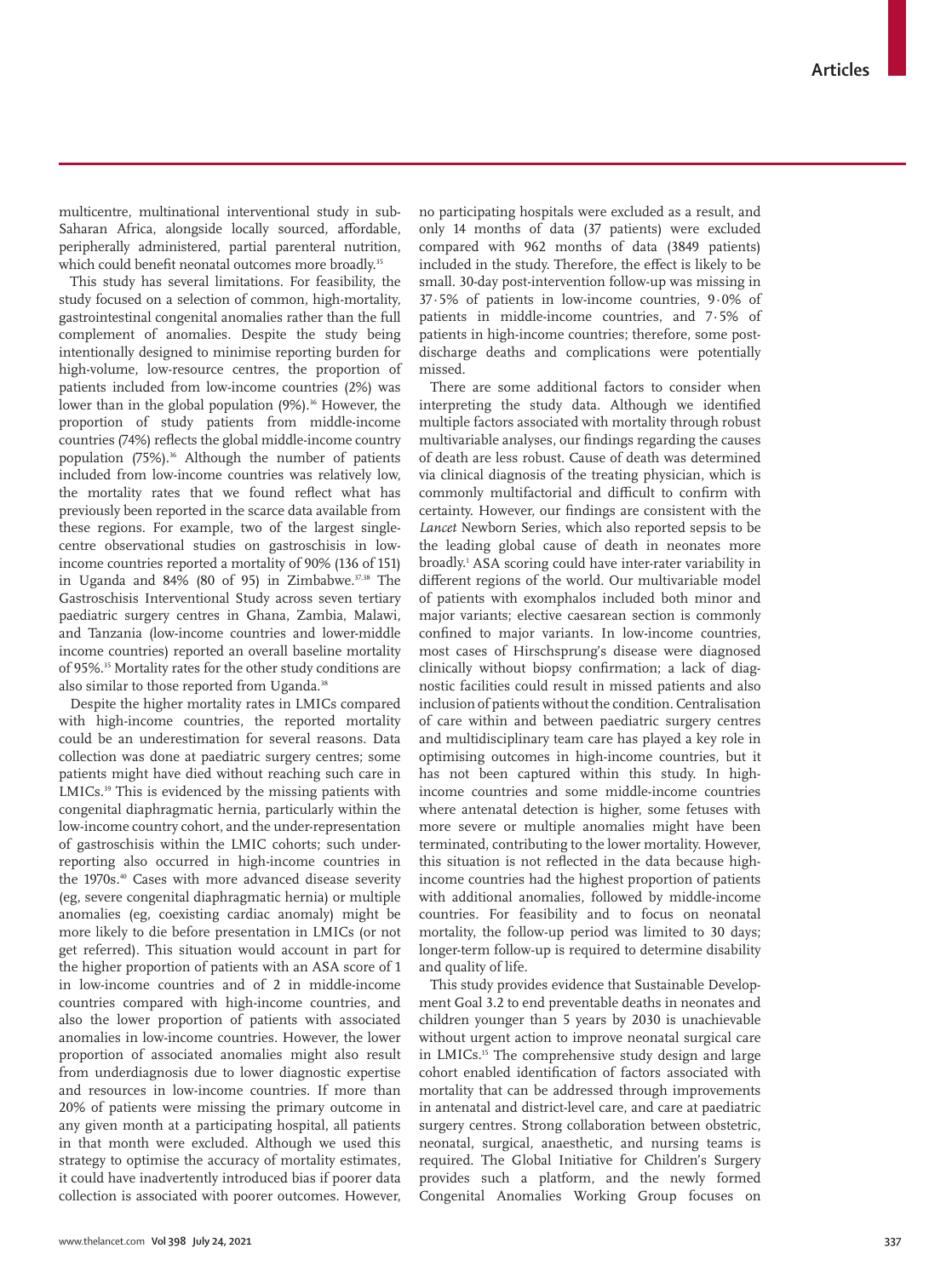multicentre, multinational interventional study in sub-Saharan Africa, alongside locally sourced, affordable, peripherally administered, partial parenteral nutrition, which could benefit neonatal outcomes more broadly.[35]

This study has several limitations. For feasibility, the study focused on a selection of common, high-mortality, gastrointestinal congenital anomalies rather than the full complement of anomalies. Despite the study being intentionally designed to minimise reporting burden for high-volume, low-resource centres, the proportion of patients included from low-income countries (2%) was lower than in the global population (9%).[36] However, the proportion of study patients from middle-income countries (74%) reflects the global middle-income country population (75%).[36] Although the number of patients included from low-income countries was relatively low, the mortality rates that we found reflect what has previously been reported in the scarce data available from these regions. For example, two of the largest single-centre observational studies on gastroschisis in low-income countries reported a mortality of 90% (136 of 151) in Uganda and 84% (80 of 95) in Zimbabwe.[37,38] The Gastroschisis Interventional Study across seven tertiary paediatric surgery centres in Ghana, Zambia, Malawi, and Tanzania (low-income countries and lower-middle income countries) reported an overall baseline mortality of 95%.[35] Mortality rates for the other study conditions are also similar to those reported from Uganda.[38]

Despite the higher mortality rates in LMICs compared with high-income countries, the reported mortality could be an underestimation for several reasons. Data collection was done at paediatric surgery centres; some patients might have died without reaching such care in LMICs.[39] This is evidenced by the missing patients with congenital diaphragmatic hernia, particularly within the low-income country cohort, and the under-representation of gastroschisis within the LMIC cohorts; such under-reporting also occurred in high-income countries in the 1970s.[40] Cases with more advanced disease severity (eg, severe congenital diaphragmatic hernia) or multiple anomalies (eg, coexisting cardiac anomaly) might be more likely to die before presentation in LMICs (or not get referred). This situation would account in part for the higher proportion of patients with an ASA score of 1 in low-income countries and of 2 in middle-income countries compared with high-income countries, and also the lower proportion of patients with associated anomalies in low-income countries. However, the lower proportion of associated anomalies might also result from underdiagnosis due to lower diagnostic expertise and resources in low-income countries. If more than 20% of patients were missing the primary outcome in any given month at a participating hospital, all patients in that month were excluded. Although we used this strategy to optimise the accuracy of mortality estimates, it could have inadvertently introduced bias if poorer data collection is associated with poorer outcomes. However, no participating hospitals were excluded as a result, and only 14 months of data (37 patients) were excluded compared with 962 months of data (3849 patients) included in the study. Therefore, the effect is likely to be small. 30-day post-intervention follow-up was missing in 37·5% of patients in low-income countries, 9·0% of patients in middle-income countries, and 7·5% of patients in high-income countries; therefore, some post-discharge deaths and complications were potentially missed.

There are some additional factors to consider when interpreting the study data. Although we identified multiple factors associated with mortality through robust multivariable analyses, our findings regarding the causes of death are less robust. Cause of death was determined via clinical diagnosis of the treating physician, which is commonly multifactorial and difficult to confirm with certainty. However, our findings are consistent with the *Lancet* Newborn Series, which also reported sepsis to be the leading global cause of death in neonates more broadly.[1] ASA scoring could have inter-rater variability in different regions of the world. Our multivariable model of patients with exomphalos included both minor and major variants; elective caesarean section is commonly confined to major variants. In low-income countries, most cases of Hirschsprung's disease were diagnosed clinically without biopsy confirmation; a lack of diagnostic facilities could result in missed patients and also inclusion of patients without the condition. Centralisation of care within and between paediatric surgery centres and multidisciplinary team care has played a key role in optimising outcomes in high-income countries, but it has not been captured within this study. In high-income countries and some middle-income countries where antenatal detection is higher, some fetuses with more severe or multiple anomalies might have been terminated, contributing to the lower mortality. However, this situation is not reflected in the data because high-income countries had the highest proportion of patients with additional anomalies, followed by middle-income countries. For feasibility and to focus on neonatal mortality, the follow-up period was limited to 30 days; longer-term follow-up is required to determine disability and quality of life.

This study provides evidence that Sustainable Development Goal 3.2 to end preventable deaths in neonates and children younger than 5 years by 2030 is unachievable without urgent action to improve neonatal surgical care in LMICs.[15] The comprehensive study design and large cohort enabled identification of factors associated with mortality that can be addressed through improvements in antenatal and district-level care, and care at paediatric surgery centres. Strong collaboration between obstetric, neonatal, surgical, anaesthetic, and nursing teams is required. The Global Initiative for Children's Surgery provides such a platform, and the newly formed Congenital Anomalies Working Group focuses on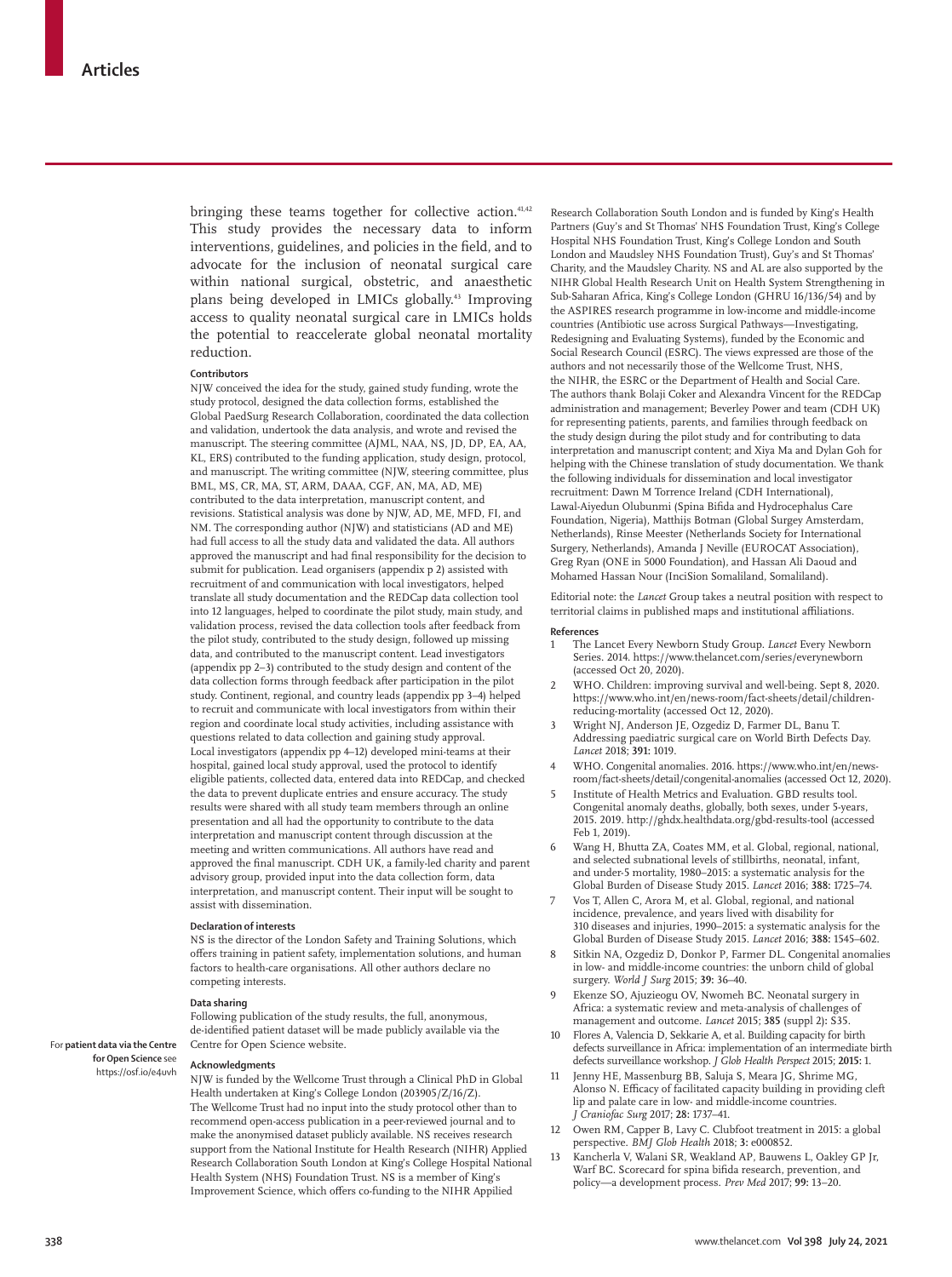bringing these teams together for collective action.[41,42] This study provides the necessary data to inform interventions, guidelines, and policies in the field, and to advocate for the inclusion of neonatal surgical care within national surgical, obstetric, and anaesthetic plans being developed in LMICs globally.[43] Improving access to quality neonatal surgical care in LMICs holds the potential to reaccelerate global neonatal mortality reduction.

#### Contributors

NJW conceived the idea for the study, gained study funding, wrote the study protocol, designed the data collection forms, established the Global PaedSurg Research Collaboration, coordinated the data collection and validation, undertook the data analysis, and wrote and revised the manuscript. The steering committee (AJML, NAA, NS, JD, DP, EA, AA, KL, ERS) contributed to the funding application, study design, protocol, and manuscript. The writing committee (NJW, steering committee, plus BML, MS, CR, MA, ST, ARM, DAAA, CGF, AN, MA, AD, ME) contributed to the data interpretation, manuscript content, and revisions. Statistical analysis was done by NJW, AD, ME, MFD, FI, and NM. The corresponding author (NJW) and statisticians (AD and ME) had full access to all the study data and validated the data. All authors approved the manuscript and had final responsibility for the decision to submit for publication. Lead organisers (appendix p 2) assisted with recruitment of and communication with local investigators, helped translate all study documentation and the REDCap data collection tool into 12 languages, helped to coordinate the pilot study, main study, and validation process, revised the data collection tools after feedback from the pilot study, contributed to the study design, followed up missing data, and contributed to the manuscript content. Lead investigators (appendix pp 2–3) contributed to the study design and content of the data collection forms through feedback after participation in the pilot study. Continent, regional, and country leads (appendix pp 3–4) helped to recruit and communicate with local investigators from within their region and coordinate local study activities, including assistance with questions related to data collection and gaining study approval. Local investigators (appendix pp 4–12) developed mini-teams at their hospital, gained local study approval, used the protocol to identify eligible patients, collected data, entered data into REDCap, and checked the data to prevent duplicate entries and ensure accuracy. The study results were shared with all study team members through an online presentation and all had the opportunity to contribute to the data interpretation and manuscript content through discussion at the meeting and written communications. All authors have read and approved the final manuscript. CDH UK, a family-led charity and parent advisory group, provided input into the data collection form, data interpretation, and manuscript content. Their input will be sought to assist with dissemination.

#### Declaration of interests

NS is the director of the London Safety and Training Solutions, which offers training in patient safety, implementation solutions, and human factors to health-care organisations. All other authors declare no competing interests.

#### Data sharing

Following publication of the study results, the full, anonymous, de-identified patient dataset will be made publicly available via the Centre for Open Science website.

For **patient data via the Centre for Open Science** see https://osf.io/e4uvh

#### Acknowledgments

NJW is funded by the Wellcome Trust through a Clinical PhD in Global Health undertaken at King's College London (203905/Z/16/Z). The Wellcome Trust had no input into the study protocol other than to recommend open-access publication in a peer-reviewed journal and to make the anonymised dataset publicly available. NS receives research support from the National Institute for Health Research (NIHR) Applied Research Collaboration South London at King's College Hospital National Health System (NHS) Foundation Trust. NS is a member of King's Improvement Science, which offers co-funding to the NIHR Applied Research Collaboration South London and is funded by King's Health Partners (Guy's and St Thomas' NHS Foundation Trust, King's College Hospital NHS Foundation Trust, King's College London and South London and Maudsley NHS Foundation Trust), Guy's and St Thomas' Charity, and the Maudsley Charity. NS and AL are also supported by the NIHR Global Health Research Unit on Health System Strengthening in Sub-Saharan Africa, King's College London (GHRU 16/136/54) and by the ASPIRES research programme in low-income and middle-income countries (Antibiotic use across Surgical Pathways—Investigating, Redesigning and Evaluating Systems), funded by the Economic and Social Research Council (ESRC). The views expressed are those of the authors and not necessarily those of the Wellcome Trust, NHS, the NIHR, the ESRC or the Department of Health and Social Care. The authors thank Bolaji Coker and Alexandra Vincent for the REDCap administration and management; Beverley Power and team (CDH UK) for representing patients, parents, and families through feedback on the study design during the pilot study and for contributing to data interpretation and manuscript content; and Xiya Ma and Dylan Goh for helping with the Chinese translation of study documentation. We thank the following individuals for dissemination and local investigator recruitment: Dawn M Torrence Ireland (CDH International), Lawal-Aiyedun Olubunmi (Spina Bifida and Hydrocephalus Care Foundation, Nigeria), Matthijs Botman (Global Surgey Amsterdam, Netherlands), Rinse Meester (Netherlands Society for International Surgery, Netherlands), Amanda J Neville (EUROCAT Association), Greg Ryan (ONE in 5000 Foundation), and Hassan Ali Daoud and Mohamed Hassan Nour (InciSion Somaliland, Somaliland).

Editorial note: the *Lancet* Group takes a neutral position with respect to territorial claims in published maps and institutional affiliations.

#### References

1. The Lancet Every Newborn Study Group. *Lancet* Every Newborn Series. 2014. https://www.thelancet.com/series/everynewborn (accessed Oct 20, 2020).
2. WHO. Children: improving survival and well-being. Sept 8, 2020. https://www.who.int/en/news-room/fact-sheets/detail/children-reducing-mortality (accessed Oct 12, 2020).
3. Wright NJ, Anderson JE, Ozgediz D, Farmer DL, Banu T. Addressing paediatric surgical care on World Birth Defects Day. *Lancet* 2018; **391:** 1019.
4. WHO. Congenital anomalies. 2016. https://www.who.int/en/news-room/fact-sheets/detail/congenital-anomalies (accessed Oct 12, 2020).
5. Institute of Health Metrics and Evaluation. GBD results tool. Congenital anomaly deaths, globally, both sexes, under 5-years, 2015. 2019. http://ghdx.healthdata.org/gbd-results-tool (accessed Feb 1, 2019).
6. Wang H, Bhutta ZA, Coates MM, et al. Global, regional, national, and selected subnational levels of stillbirths, neonatal, infant, and under-5 mortality, 1980–2015: a systematic analysis for the Global Burden of Disease Study 2015. *Lancet* 2016; **388:** 1725–74.
7. Vos T, Allen C, Arora M, et al. Global, regional, and national incidence, prevalence, and years lived with disability for 310 diseases and injuries, 1990–2015: a systematic analysis for the Global Burden of Disease Study 2015. *Lancet* 2016; **388:** 1545–602.
8. Sitkin NA, Ozgediz D, Donkor P, Farmer DL. Congenital anomalies in low- and middle-income countries: the unborn child of global surgery. *World J Surg* 2015; **39:** 36–40.
9. Ekenze SO, Ajuzieogu OV, Nwomeh BC. Neonatal surgery in Africa: a systematic review and meta-analysis of challenges of management and outcome. *Lancet* 2015; **385** (suppl 2)**:** S35.
10. Flores A, Valencia D, Sekkarie A, et al. Building capacity for birth defects surveillance in Africa: implementation of an intermediate birth defects surveillance workshop. *J Glob Health Perspect* 2015; **2015:** 1.
11. Jenny HE, Massenburg BB, Saluja S, Meara JG, Shrime MG, Alonso N. Efficacy of facilitated capacity building in providing cleft lip and palate care in low- and middle-income countries. *J Craniofac Surg* 2017; **28:** 1737–41.
12. Owen RM, Capper B, Lavy C. Clubfoot treatment in 2015: a global perspective. *BMJ Glob Health* 2018; **3:** e000852.
13. Kancherla V, Walani SR, Weakland AP, Bauwens L, Oakley GP Jr, Warf BC. Scorecard for spina bifida research, prevention, and policy—a development process. *Prev Med* 2017; **99:** 13–20.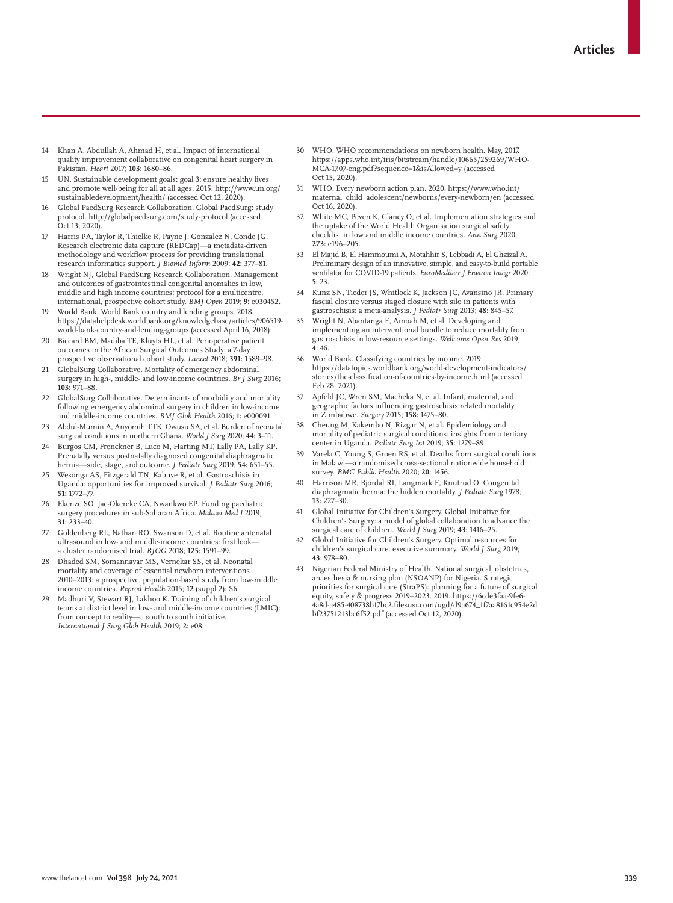14 Khan A, Abdullah A, Ahmad H, et al. Impact of international quality improvement collaborative on congenital heart surgery in Pakistan. *Heart* 2017; **103:** 1680–86.

15 UN. Sustainable development goals: goal 3: ensure healthy lives and promote well-being for all at all ages. 2015. http://www.un.org/sustainabledevelopment/health/ (accessed Oct 12, 2020).

16 Global PaedSurg Research Collaboration. Global PaedSurg: study protocol. http://globalpaedsurg.com/study-protocol (accessed Oct 13, 2020).

17 Harris PA, Taylor R, Thielke R, Payne J, Gonzalez N, Conde JG. Research electronic data capture (REDCap)—a metadata-driven methodology and workflow process for providing translational research informatics support. *J Biomed Inform* 2009; **42:** 377–81.

18 Wright NJ, Global PaedSurg Research Collaboration. Management and outcomes of gastrointestinal congenital anomalies in low, middle and high income countries: protocol for a multicentre, international, prospective cohort study. *BMJ Open* 2019; **9:** e030452.

19 World Bank. World Bank country and lending groups. 2018. https://datahelpdesk.worldbank.org/knowledgebase/articles/906519-world-bank-country-and-lending-groups (accessed April 16, 2018).

20 Biccard BM, Madiba TE, Kluyts HL, et al. Perioperative patient outcomes in the African Surgical Outcomes Study: a 7-day prospective observational cohort study. *Lancet* 2018; **391:** 1589–98.

21 GlobalSurg Collaborative. Mortality of emergency abdominal surgery in high-, middle- and low-income countries. *Br J Surg* 2016; **103:** 971–88.

22 GlobalSurg Collaborative. Determinants of morbidity and mortality following emergency abdominal surgery in children in low-income and middle-income countries. *BMJ Glob Health* 2016; **1:** e000091.

23 Abdul-Mumin A, Anyomih TTK, Owusu SA, et al. Burden of neonatal surgical conditions in northern Ghana. *World J Surg* 2020; **44:** 3–11.

24 Burgos CM, Frenckner B, Luco M, Harting MT, Lally PA, Lally KP. Prenatally versus postnatally diagnosed congenital diaphragmatic hernia—side, stage, and outcome. *J Pediatr Surg* 2019; **54:** 651–55.

25 Wesonga AS, Fitzgerald TN, Kabuye R, et al. Gastroschisis in Uganda: opportunities for improved survival. *J Pediatr Surg* 2016; **51:** 1772–77.

26 Ekenze SO, Jac-Okereke CA, Nwankwo EP. Funding paediatric surgery procedures in sub-Saharan Africa. *Malawi Med J* 2019; **31:** 233–40.

27 Goldenberg RL, Nathan RO, Swanson D, et al. Routine antenatal ultrasound in low- and middle-income countries: first look—a cluster randomised trial. *BJOG* 2018; **125:** 1591–99.

28 Dhaded SM, Somannavar MS, Vernekar SS, et al. Neonatal mortality and coverage of essential newborn interventions 2010–2013: a prospective, population-based study from low-middle income countries. *Reprod Health* 2015; **12** (suppl 2)**:** S6.

29 Madhuri V, Stewart RJ, Lakhoo K. Training of children's surgical teams at district level in low- and middle-income countries (LMIC): from concept to reality—a south to south initiative. *International J Surg Glob Health* 2019; **2:** e08.

30 WHO. WHO recommendations on newborn health. May, 2017. https://apps.who.int/iris/bitstream/handle/10665/259269/WHO-MCA-17.07-eng.pdf?sequence=1&isAllowed=y (accessed Oct 15, 2020).

31 WHO. Every newborn action plan. 2020. https://www.who.int/maternal_child_adolescent/newborns/every-newborn/en (accessed Oct 16, 2020).

32 White MC, Peven K, Clancy O, et al. Implementation strategies and the uptake of the World Health Organisation surgical safety checklist in low and middle income countries. *Ann Surg* 2020; **273:** e196–205.

33 El Majid B, El Hammoumi A, Motahhir S, Lebbadi A, El Ghzizal A. Preliminary design of an innovative, simple, and easy-to-build portable ventilator for COVID-19 patients. *EuroMediterr J Environ Integr* 2020; **5:** 23.

34 Kunz SN, Tieder JS, Whitlock K, Jackson JC, Avansino JR. Primary fascial closure versus staged closure with silo in patients with gastroschisis: a meta-analysis. *J Pediatr Surg* 2013; **48:** 845–57.

35 Wright N, Abantanga F, Amoah M, et al. Developing and implementing an interventional bundle to reduce mortality from gastroschisis in low-resource settings. *Wellcome Open Res* 2019; **4:** 46.

36 World Bank. Classifying countries by income. 2019. https://datatopics.worldbank.org/world-development-indicators/stories/the-classification-of-countries-by-income.html (accessed Feb 28, 2021).

37 Apfeld JC, Wren SM, Macheka N, et al. Infant, maternal, and geographic factors influencing gastroschisis related mortality in Zimbabwe. *Surgery* 2015; **158:** 1475–80.

38 Cheung M, Kakembo N, Rizgar N, et al. Epidemiology and mortality of pediatric surgical conditions: insights from a tertiary center in Uganda. *Pediatr Surg Int* 2019; **35:** 1279–89.

39 Varela C, Young S, Groen RS, et al. Deaths from surgical conditions in Malawi—a randomised cross-sectional nationwide household survey. *BMC Public Health* 2020; **20:** 1456.

40 Harrison MR, Bjordal RI, Langmark F, Knutrud O. Congenital diaphragmatic hernia: the hidden mortality. *J Pediatr Surg* 1978; **13:** 227–30.

41 Global Initiative for Children's Surgery. Global Initiative for Children's Surgery: a model of global collaboration to advance the surgical care of children. *World J Surg* 2019; **43:** 1416–25.

42 Global Initiative for Children's Surgery. Optimal resources for children's surgical care: executive summary. *World J Surg* 2019; **43:** 978–80.

43 Nigerian Federal Ministry of Health. National surgical, obstetrics, anaesthesia & nursing plan (NSOANP) for Nigeria. Strategic priorities for surgical care (StraPS): planning for a future of surgical equity, safety & progress 2019–2023. 2019. https://6cde3faa-9fe6-4a8d-a485-408738b17bc2.filesusr.com/ugd/d9a674_1f7aa8161c954e2dbf23751213bc6f52.pdf (accessed Oct 12, 2020).